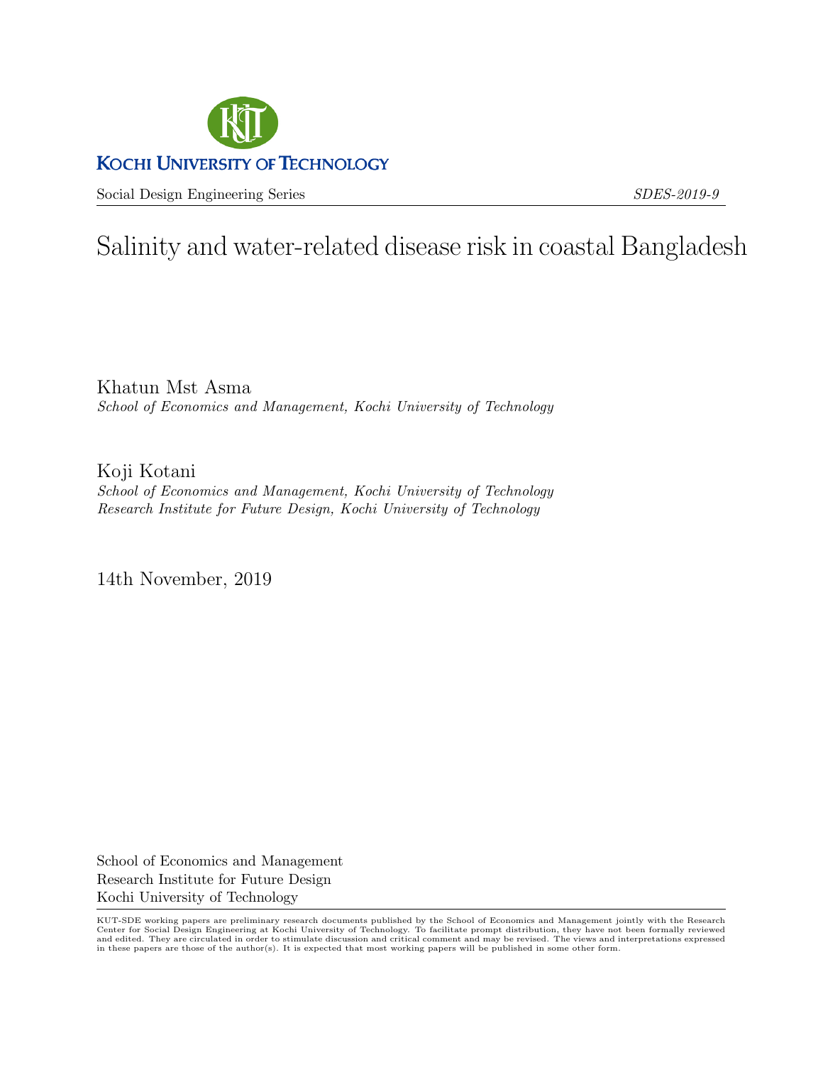KOCHI UNIVERSITY OF TECHNOLOGY

Social Design Engineering Series *SDES-2019-9*

# Salinity and water-related disease risk in coastal Bangladesh

Khatun Mst Asma
*School of Economics and Management, Kochi University of Technology*

Koji Kotani
*School of Economics and Management, Kochi University of Technology*
*Research Institute for Future Design, Kochi University of Technology*

14th November, 2019

School of Economics and Management
Research Institute for Future Design
Kochi University of Technology

KUT-SDE working papers are preliminary research documents published by the School of Economics and Management jointly with the Research Center for Social Design Engineering at Kochi University of Technology. To facilitate prompt distribution, they have not been formally reviewed and edited. They are circulated in order to stimulate discussion and critical comment and may be revised. The views and interpretations expressed in these papers are those of the author(s). It is expected that most working papers will be published in some other form.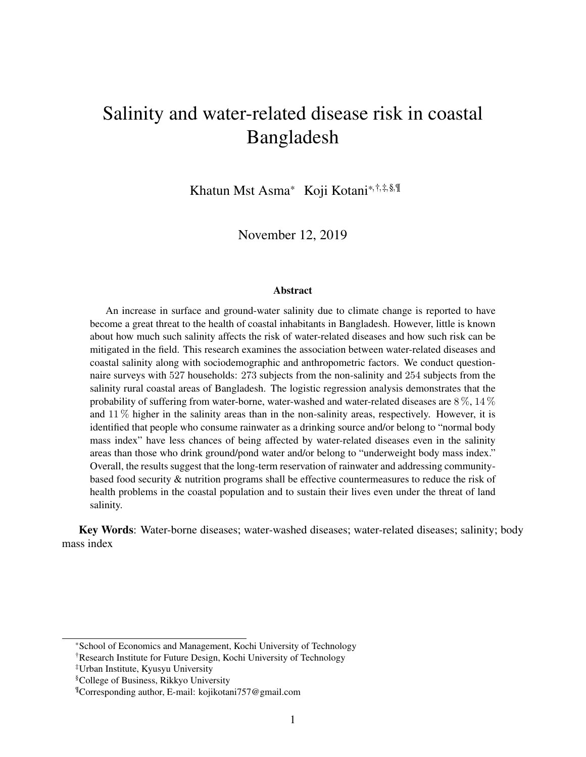// Salinity and water-related disease risk in coastal Bangladesh

Khatun Mst Asma[*] Koji Kotani[*,†,‡,§,¶]

November 12, 2019

**Abstract**

An increase in surface and ground-water salinity due to climate change is reported to have become a great threat to the health of coastal inhabitants in Bangladesh. However, little is known about how much such salinity affects the risk of water-related diseases and how such risk can be mitigated in the field. This research examines the association between water-related diseases and coastal salinity along with sociodemographic and anthropometric factors. We conduct questionnaire surveys with 527 households: 273 subjects from the non-salinity and 254 subjects from the salinity rural coastal areas of Bangladesh. The logistic regression analysis demonstrates that the probability of suffering from water-borne, water-washed and water-related diseases are 8 %, 14 % and 11 % higher in the salinity areas than in the non-salinity areas, respectively. However, it is identified that people who consume rainwater as a drinking source and/or belong to "normal body mass index" have less chances of being affected by water-related diseases even in the salinity areas than those who drink ground/pond water and/or belong to "underweight body mass index." Overall, the results suggest that the long-term reservation of rainwater and addressing community-based food security & nutrition programs shall be effective countermeasures to reduce the risk of health problems in the coastal population and to sustain their lives even under the threat of land salinity.

**Key Words**: Water-borne diseases; water-washed diseases; water-related diseases; salinity; body mass index

---

[*] School of Economics and Management, Kochi University of Technology

[†] Research Institute for Future Design, Kochi University of Technology

[‡] Urban Institute, Kyusyu University

[§] College of Business, Rikkyo University

[¶] Corresponding author, E-mail: kojikotani757@gmail.com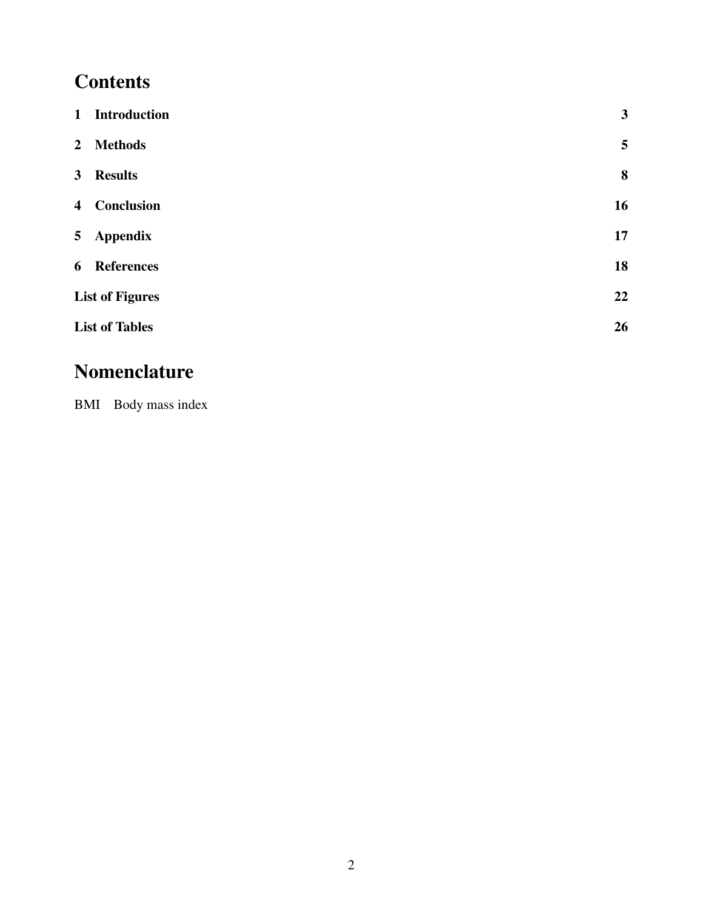# Contents

| | | |
|---|---|---|
| **1** | **Introduction** | **3** |
| **2** | **Methods** | **5** |
| **3** | **Results** | **8** |
| **4** | **Conclusion** | **16** |
| **5** | **Appendix** | **17** |
| **6** | **References** | **18** |
| **List of Figures** | | **22** |
| **List of Tables** | | **26** |

# Nomenclature

BMI Body mass index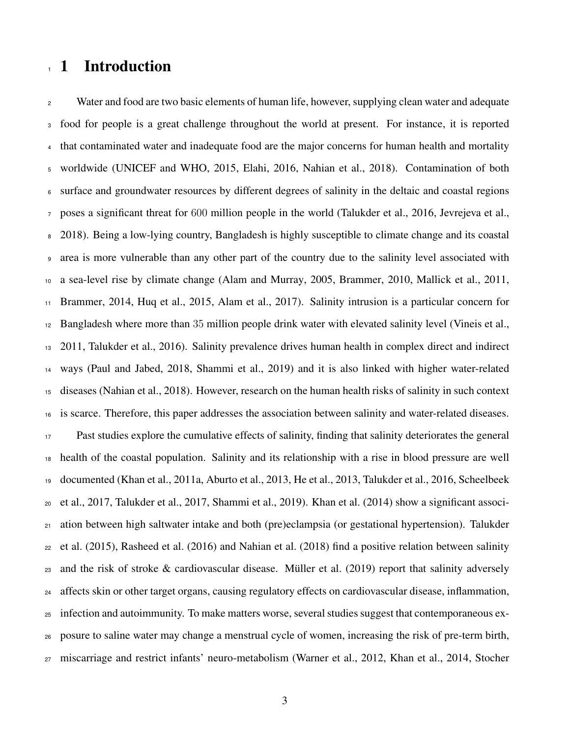# 1 Introduction

Water and food are two basic elements of human life, however, supplying clean water and adequate food for people is a great challenge throughout the world at present. For instance, it is reported that contaminated water and inadequate food are the major concerns for human health and mortality worldwide (UNICEF and WHO, 2015, Elahi, 2016, Nahian et al., 2018). Contamination of both surface and groundwater resources by different degrees of salinity in the deltaic and coastal regions poses a significant threat for 600 million people in the world (Talukder et al., 2016, Jevrejeva et al., 2018). Being a low-lying country, Bangladesh is highly susceptible to climate change and its coastal area is more vulnerable than any other part of the country due to the salinity level associated with a sea-level rise by climate change (Alam and Murray, 2005, Brammer, 2010, Mallick et al., 2011, Brammer, 2014, Huq et al., 2015, Alam et al., 2017). Salinity intrusion is a particular concern for Bangladesh where more than 35 million people drink water with elevated salinity level (Vineis et al., 2011, Talukder et al., 2016). Salinity prevalence drives human health in complex direct and indirect ways (Paul and Jabed, 2018, Shammi et al., 2019) and it is also linked with higher water-related diseases (Nahian et al., 2018). However, research on the human health risks of salinity in such context is scarce. Therefore, this paper addresses the association between salinity and water-related diseases.

Past studies explore the cumulative effects of salinity, finding that salinity deteriorates the general health of the coastal population. Salinity and its relationship with a rise in blood pressure are well documented (Khan et al., 2011a, Aburto et al., 2013, He et al., 2013, Talukder et al., 2016, Scheelbeek et al., 2017, Talukder et al., 2017, Shammi et al., 2019). Khan et al. (2014) show a significant association between high saltwater intake and both (pre)eclampsia (or gestational hypertension). Talukder et al. (2015), Rasheed et al. (2016) and Nahian et al. (2018) find a positive relation between salinity and the risk of stroke & cardiovascular disease. Müller et al. (2019) report that salinity adversely affects skin or other target organs, causing regulatory effects on cardiovascular disease, inflammation, infection and autoimmunity. To make matters worse, several studies suggest that contemporaneous exposure to saline water may change a menstrual cycle of women, increasing the risk of pre-term birth, miscarriage and restrict infants' neuro-metabolism (Warner et al., 2012, Khan et al., 2014, Stocher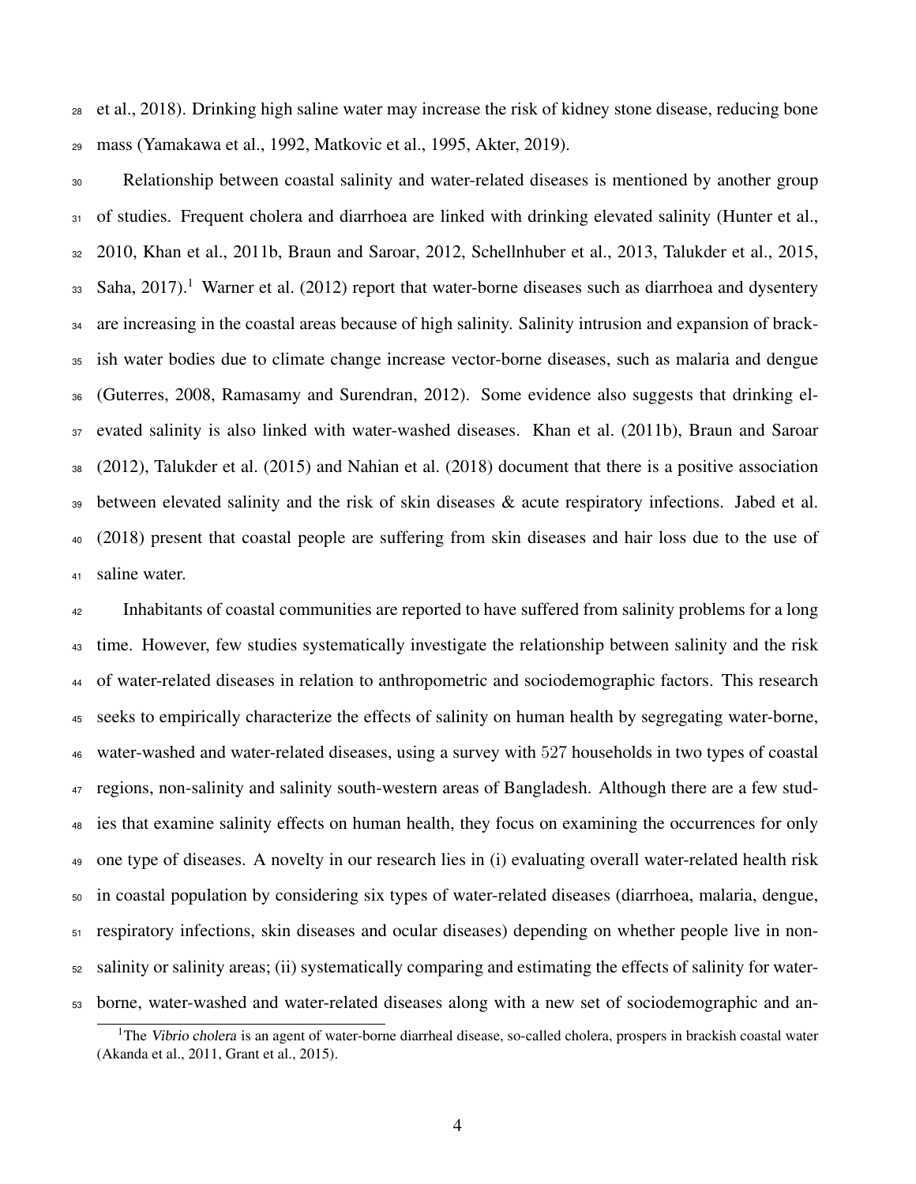et al., 2018). Drinking high saline water may increase the risk of kidney stone disease, reducing bone mass (Yamakawa et al., 1992, Matkovic et al., 1995, Akter, 2019).

Relationship between coastal salinity and water-related diseases is mentioned by another group of studies. Frequent cholera and diarrhoea are linked with drinking elevated salinity (Hunter et al., 2010, Khan et al., 2011b, Braun and Saroar, 2012, Schellnhuber et al., 2013, Talukder et al., 2015, Saha, 2017).[1] Warner et al. (2012) report that water-borne diseases such as diarrhoea and dysentery are increasing in the coastal areas because of high salinity. Salinity intrusion and expansion of brackish water bodies due to climate change increase vector-borne diseases, such as malaria and dengue (Guterres, 2008, Ramasamy and Surendran, 2012). Some evidence also suggests that drinking elevated salinity is also linked with water-washed diseases. Khan et al. (2011b), Braun and Saroar (2012), Talukder et al. (2015) and Nahian et al. (2018) document that there is a positive association between elevated salinity and the risk of skin diseases & acute respiratory infections. Jabed et al. (2018) present that coastal people are suffering from skin diseases and hair loss due to the use of saline water.

Inhabitants of coastal communities are reported to have suffered from salinity problems for a long time. However, few studies systematically investigate the relationship between salinity and the risk of water-related diseases in relation to anthropometric and sociodemographic factors. This research seeks to empirically characterize the effects of salinity on human health by segregating water-borne, water-washed and water-related diseases, using a survey with $527$ households in two types of coastal regions, non-salinity and salinity south-western areas of Bangladesh. Although there are a few studies that examine salinity effects on human health, they focus on examining the occurrences for only one type of diseases. A novelty in our research lies in (i) evaluating overall water-related health risk in coastal population by considering six types of water-related diseases (diarrhoea, malaria, dengue, respiratory infections, skin diseases and ocular diseases) depending on whether people live in non-salinity or salinity areas; (ii) systematically comparing and estimating the effects of salinity for water-borne, water-washed and water-related diseases along with a new set of sociodemographic and an-

[1] The *Vibrio cholera* is an agent of water-borne diarrheal disease, so-called cholera, prospers in brackish coastal water (Akanda et al., 2011, Grant et al., 2015).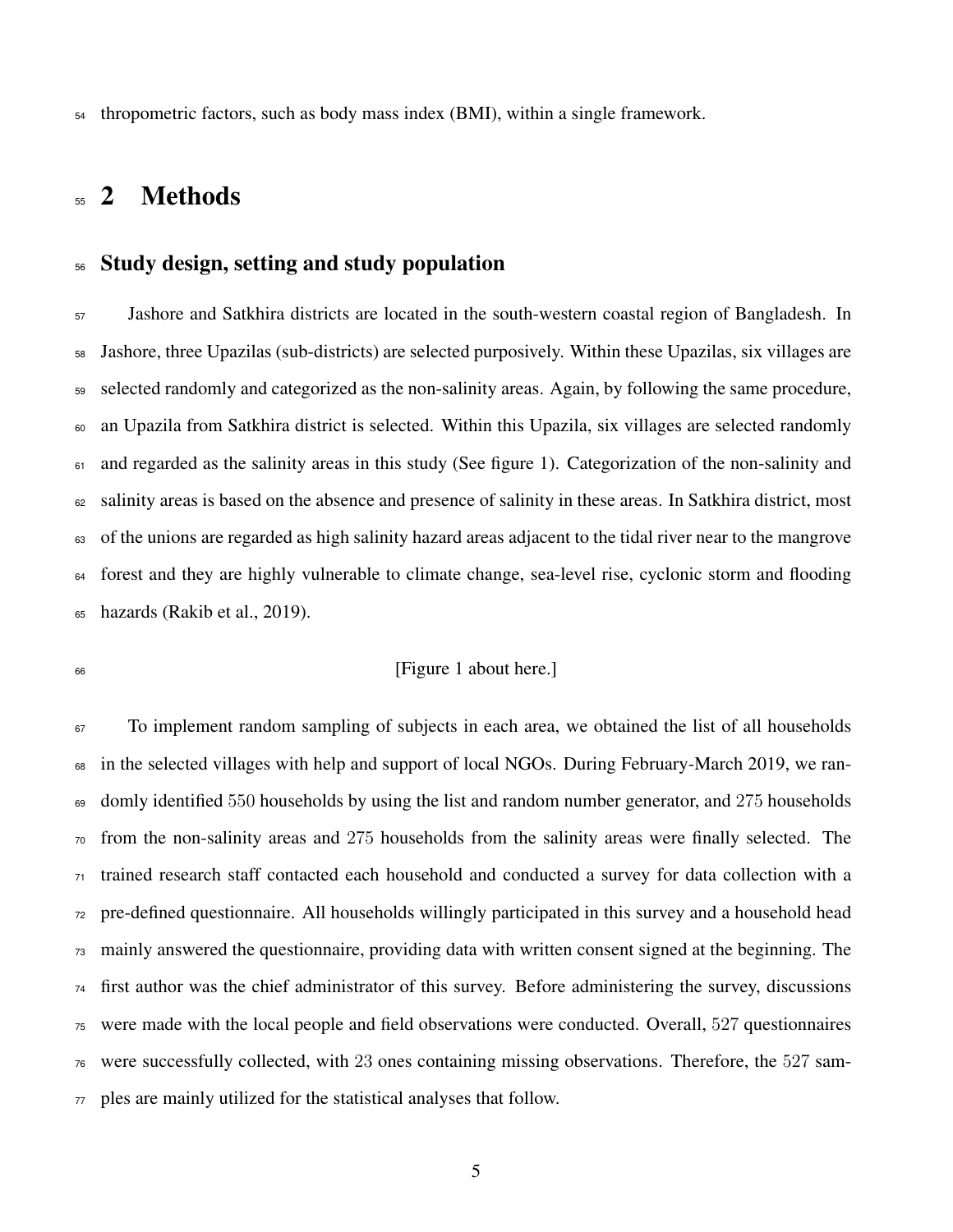thropometric factors, such as body mass index (BMI), within a single framework.

# 2 Methods

## Study design, setting and study population

Jashore and Satkhira districts are located in the south-western coastal region of Bangladesh. In Jashore, three Upazilas (sub-districts) are selected purposively. Within these Upazilas, six villages are selected randomly and categorized as the non-salinity areas. Again, by following the same procedure, an Upazila from Satkhira district is selected. Within this Upazila, six villages are selected randomly and regarded as the salinity areas in this study (See figure 1). Categorization of the non-salinity and salinity areas is based on the absence and presence of salinity in these areas. In Satkhira district, most of the unions are regarded as high salinity hazard areas adjacent to the tidal river near to the mangrove forest and they are highly vulnerable to climate change, sea-level rise, cyclonic storm and flooding hazards (Rakib et al., 2019).

[Figure 1 about here.]

To implement random sampling of subjects in each area, we obtained the list of all households in the selected villages with help and support of local NGOs. During February-March 2019, we randomly identified $550$ households by using the list and random number generator, and $275$ households from the non-salinity areas and $275$ households from the salinity areas were finally selected. The trained research staff contacted each household and conducted a survey for data collection with a pre-defined questionnaire. All households willingly participated in this survey and a household head mainly answered the questionnaire, providing data with written consent signed at the beginning. The first author was the chief administrator of this survey. Before administering the survey, discussions were made with the local people and field observations were conducted. Overall, $527$ questionnaires were successfully collected, with $23$ ones containing missing observations. Therefore, the $527$ samples are mainly utilized for the statistical analyses that follow.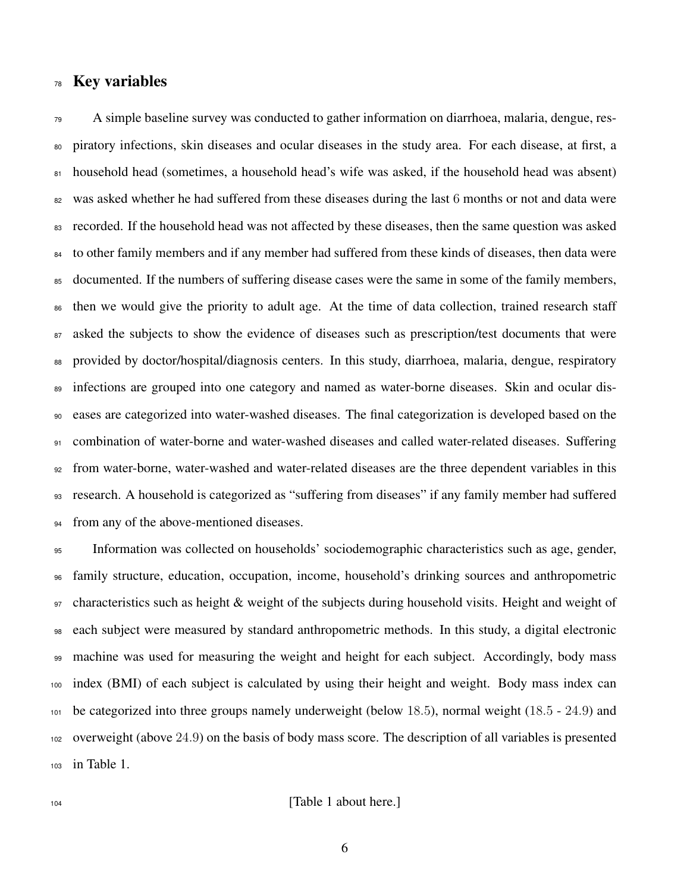## Key variables

A simple baseline survey was conducted to gather information on diarrhoea, malaria, dengue, respiratory infections, skin diseases and ocular diseases in the study area. For each disease, at first, a household head (sometimes, a household head's wife was asked, if the household head was absent) was asked whether he had suffered from these diseases during the last 6 months or not and data were recorded. If the household head was not affected by these diseases, then the same question was asked to other family members and if any member had suffered from these kinds of diseases, then data were documented. If the numbers of suffering disease cases were the same in some of the family members, then we would give the priority to adult age. At the time of data collection, trained research staff asked the subjects to show the evidence of diseases such as prescription/test documents that were provided by doctor/hospital/diagnosis centers. In this study, diarrhoea, malaria, dengue, respiratory infections are grouped into one category and named as water-borne diseases. Skin and ocular diseases are categorized into water-washed diseases. The final categorization is developed based on the combination of water-borne and water-washed diseases and called water-related diseases. Suffering from water-borne, water-washed and water-related diseases are the three dependent variables in this research. A household is categorized as "suffering from diseases" if any family member had suffered from any of the above-mentioned diseases.

Information was collected on households' sociodemographic characteristics such as age, gender, family structure, education, occupation, income, household's drinking sources and anthropometric characteristics such as height & weight of the subjects during household visits. Height and weight of each subject were measured by standard anthropometric methods. In this study, a digital electronic machine was used for measuring the weight and height for each subject. Accordingly, body mass index (BMI) of each subject is calculated by using their height and weight. Body mass index can be categorized into three groups namely underweight (below 18.5), normal weight (18.5 - 24.9) and overweight (above 24.9) on the basis of body mass score. The description of all variables is presented in Table 1.

[Table 1 about here.]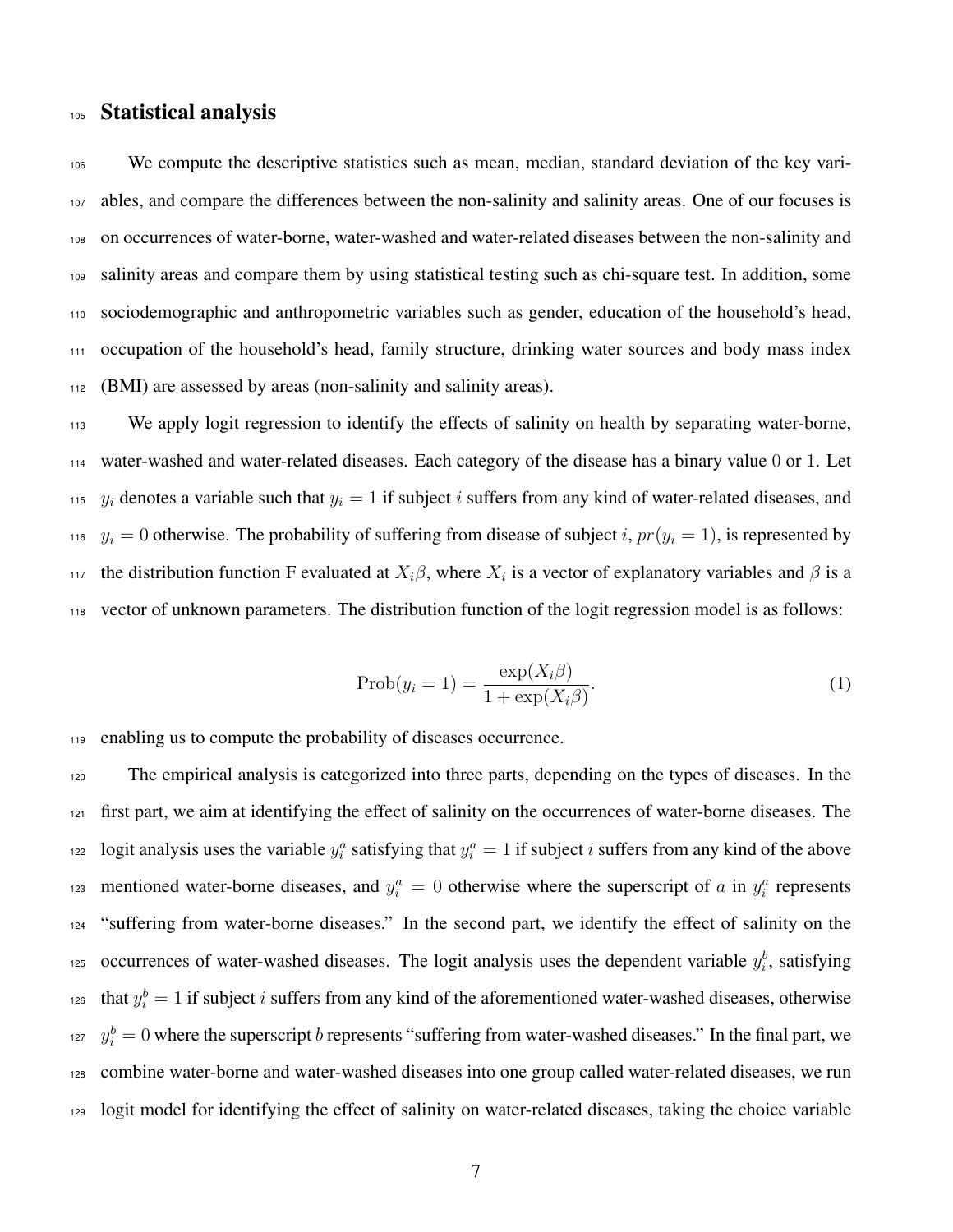## Statistical analysis

We compute the descriptive statistics such as mean, median, standard deviation of the key variables, and compare the differences between the non-salinity and salinity areas. One of our focuses is on occurrences of water-borne, water-washed and water-related diseases between the non-salinity and salinity areas and compare them by using statistical testing such as chi-square test. In addition, some sociodemographic and anthropometric variables such as gender, education of the household's head, occupation of the household's head, family structure, drinking water sources and body mass index (BMI) are assessed by areas (non-salinity and salinity areas).

We apply logit regression to identify the effects of salinity on health by separating water-borne, water-washed and water-related diseases. Each category of the disease has a binary value $0$ or $1$. Let $y_i$ denotes a variable such that $y_i = 1$ if subject $i$ suffers from any kind of water-related diseases, and $y_i = 0$ otherwise. The probability of suffering from disease of subject $i$, $pr(y_i = 1)$, is represented by the distribution function F evaluated at $X_i\beta$, where $X_i$ is a vector of explanatory variables and $\beta$ is a vector of unknown parameters. The distribution function of the logit regression model is as follows:

$$\text{Prob}(y_i = 1) = \frac{\exp(X_i\beta)}{1 + \exp(X_i\beta)}. \tag{1}$$

enabling us to compute the probability of diseases occurrence.

The empirical analysis is categorized into three parts, depending on the types of diseases. In the first part, we aim at identifying the effect of salinity on the occurrences of water-borne diseases. The logit analysis uses the variable $y_i^a$ satisfying that $y_i^a = 1$ if subject $i$ suffers from any kind of the above mentioned water-borne diseases, and $y_i^a = 0$ otherwise where the superscript of $a$ in $y_i^a$ represents "suffering from water-borne diseases." In the second part, we identify the effect of salinity on the occurrences of water-washed diseases. The logit analysis uses the dependent variable $y_i^b$, satisfying that $y_i^b = 1$ if subject $i$ suffers from any kind of the aforementioned water-washed diseases, otherwise $y_i^b = 0$ where the superscript $b$ represents "suffering from water-washed diseases." In the final part, we combine water-borne and water-washed diseases into one group called water-related diseases, we run logit model for identifying the effect of salinity on water-related diseases, taking the choice variable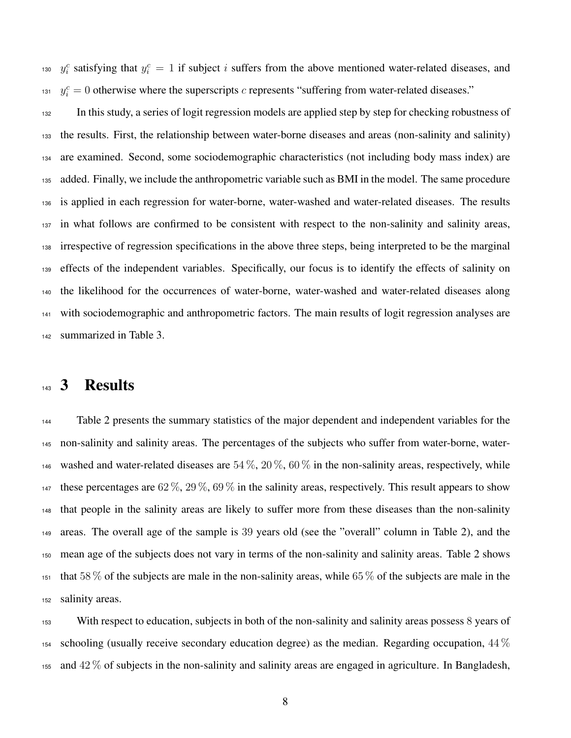$y_i^c$ satisfying that $y_i^c = 1$ if subject $i$ suffers from the above mentioned water-related diseases, and $y_i^c = 0$ otherwise where the superscripts $c$ represents "suffering from water-related diseases."

In this study, a series of logit regression models are applied step by step for checking robustness of the results. First, the relationship between water-borne diseases and areas (non-salinity and salinity) are examined. Second, some sociodemographic characteristics (not including body mass index) are added. Finally, we include the anthropometric variable such as BMI in the model. The same procedure is applied in each regression for water-borne, water-washed and water-related diseases. The results in what follows are confirmed to be consistent with respect to the non-salinity and salinity areas, irrespective of regression specifications in the above three steps, being interpreted to be the marginal effects of the independent variables. Specifically, our focus is to identify the effects of salinity on the likelihood for the occurrences of water-borne, water-washed and water-related diseases along with sociodemographic and anthropometric factors. The main results of logit regression analyses are summarized in Table 3.

# 3 Results

Table 2 presents the summary statistics of the major dependent and independent variables for the non-salinity and salinity areas. The percentages of the subjects who suffer from water-borne, water-washed and water-related diseases are 54 %, 20 %, 60 % in the non-salinity areas, respectively, while these percentages are 62 %, 29 %, 69 % in the salinity areas, respectively. This result appears to show that people in the salinity areas are likely to suffer more from these diseases than the non-salinity areas. The overall age of the sample is 39 years old (see the "overall" column in Table 2), and the mean age of the subjects does not vary in terms of the non-salinity and salinity areas. Table 2 shows that 58 % of the subjects are male in the non-salinity areas, while 65 % of the subjects are male in the salinity areas.

With respect to education, subjects in both of the non-salinity and salinity areas possess 8 years of schooling (usually receive secondary education degree) as the median. Regarding occupation, 44 % and 42 % of subjects in the non-salinity and salinity areas are engaged in agriculture. In Bangladesh,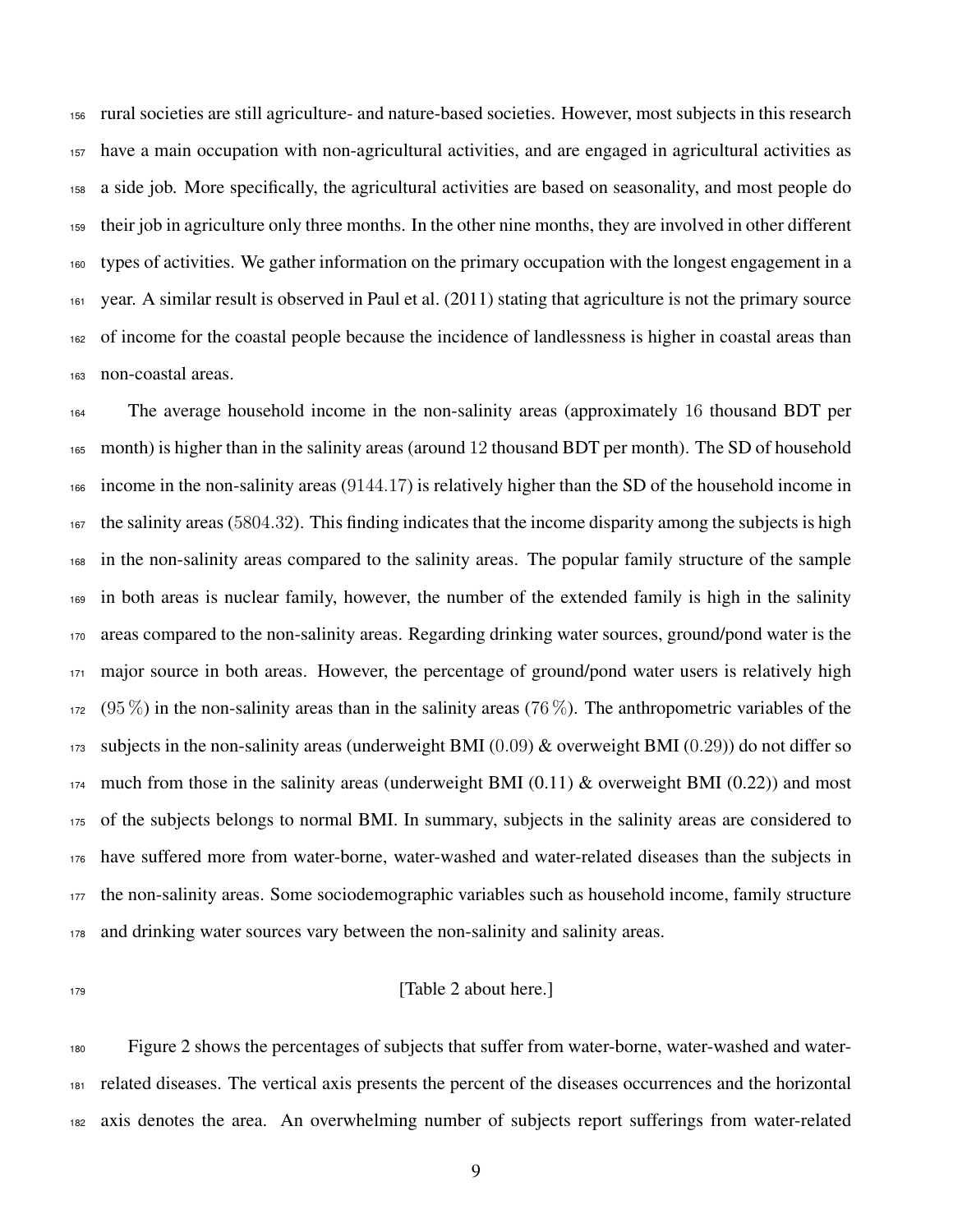rural societies are still agriculture- and nature-based societies. However, most subjects in this research have a main occupation with non-agricultural activities, and are engaged in agricultural activities as a side job. More specifically, the agricultural activities are based on seasonality, and most people do their job in agriculture only three months. In the other nine months, they are involved in other different types of activities. We gather information on the primary occupation with the longest engagement in a year. A similar result is observed in Paul et al. (2011) stating that agriculture is not the primary source of income for the coastal people because the incidence of landlessness is higher in coastal areas than non-coastal areas.

The average household income in the non-salinity areas (approximately $16$ thousand BDT per month) is higher than in the salinity areas (around $12$ thousand BDT per month). The SD of household income in the non-salinity areas ($9144.17$) is relatively higher than the SD of the household income in the salinity areas ($5804.32$). This finding indicates that the income disparity among the subjects is high in the non-salinity areas compared to the salinity areas. The popular family structure of the sample in both areas is nuclear family, however, the number of the extended family is high in the salinity areas compared to the non-salinity areas. Regarding drinking water sources, ground/pond water is the major source in both areas. However, the percentage of ground/pond water users is relatively high ($95\,\%$) in the non-salinity areas than in the salinity areas ($76\,\%$). The anthropometric variables of the subjects in the non-salinity areas (underweight BMI ($0.09$) & overweight BMI ($0.29$)) do not differ so much from those in the salinity areas (underweight BMI (0.11) & overweight BMI (0.22)) and most of the subjects belongs to normal BMI. In summary, subjects in the salinity areas are considered to have suffered more from water-borne, water-washed and water-related diseases than the subjects in the non-salinity areas. Some sociodemographic variables such as household income, family structure and drinking water sources vary between the non-salinity and salinity areas.

[Table 2 about here.]

Figure 2 shows the percentages of subjects that suffer from water-borne, water-washed and water-related diseases. The vertical axis presents the percent of the diseases occurrences and the horizontal axis denotes the area. An overwhelming number of subjects report sufferings from water-related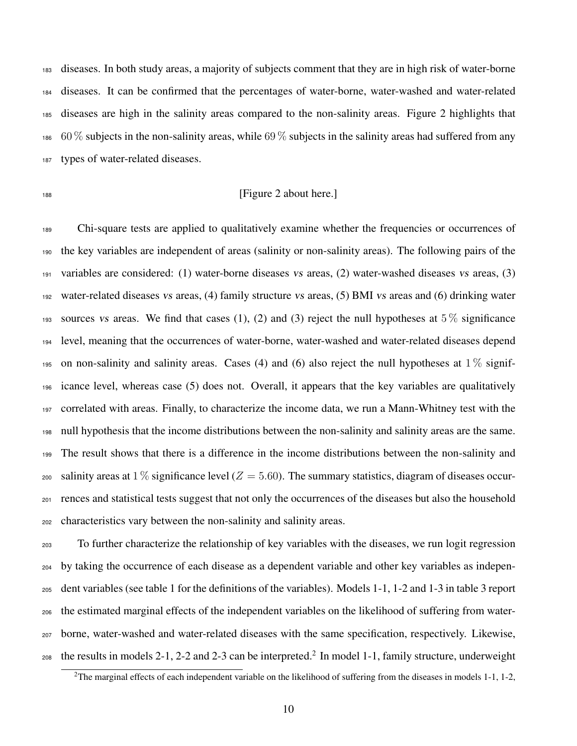diseases. In both study areas, a majority of subjects comment that they are in high risk of water-borne diseases. It can be confirmed that the percentages of water-borne, water-washed and water-related diseases are high in the salinity areas compared to the non-salinity areas. Figure 2 highlights that $60\,\%$ subjects in the non-salinity areas, while $69\,\%$ subjects in the salinity areas had suffered from any types of water-related diseases.

[Figure 2 about here.]

Chi-square tests are applied to qualitatively examine whether the frequencies or occurrences of the key variables are independent of areas (salinity or non-salinity areas). The following pairs of the variables are considered: (1) water-borne diseases *vs* areas, (2) water-washed diseases *vs* areas, (3) water-related diseases *vs* areas, (4) family structure *vs* areas, (5) BMI *vs* areas and (6) drinking water sources *vs* areas. We find that cases (1), (2) and (3) reject the null hypotheses at $5\,\%$ significance level, meaning that the occurrences of water-borne, water-washed and water-related diseases depend on non-salinity and salinity areas. Cases (4) and (6) also reject the null hypotheses at $1\,\%$ significance level, whereas case (5) does not. Overall, it appears that the key variables are qualitatively correlated with areas. Finally, to characterize the income data, we run a Mann-Whitney test with the null hypothesis that the income distributions between the non-salinity and salinity areas are the same. The result shows that there is a difference in the income distributions between the non-salinity and salinity areas at $1\,\%$ significance level ($Z = 5.60$). The summary statistics, diagram of diseases occurrences and statistical tests suggest that not only the occurrences of the diseases but also the household characteristics vary between the non-salinity and salinity areas.

To further characterize the relationship of key variables with the diseases, we run logit regression by taking the occurrence of each disease as a dependent variable and other key variables as independent variables (see table 1 for the definitions of the variables). Models 1-1, 1-2 and 1-3 in table 3 report the estimated marginal effects of the independent variables on the likelihood of suffering from water-borne, water-washed and water-related diseases with the same specification, respectively. Likewise, the results in models 2-1, 2-2 and 2-3 can be interpreted.[2] In model 1-1, family structure, underweight

[2] The marginal effects of each independent variable on the likelihood of suffering from the diseases in models 1-1, 1-2,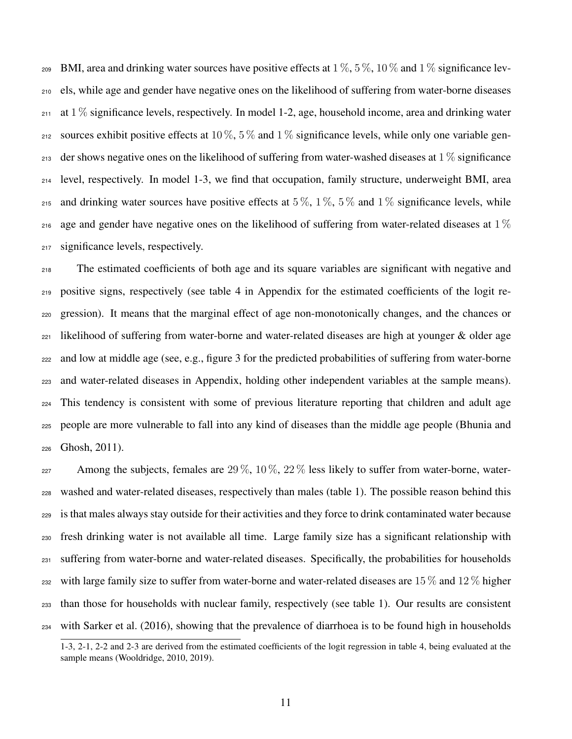BMI, area and drinking water sources have positive effects at $1\,\%$, $5\,\%$, $10\,\%$ and $1\,\%$ significance levels, while age and gender have negative ones on the likelihood of suffering from water-borne diseases at $1\,\%$ significance levels, respectively. In model 1-2, age, household income, area and drinking water sources exhibit positive effects at $10\,\%$, $5\,\%$ and $1\,\%$ significance levels, while only one variable gender shows negative ones on the likelihood of suffering from water-washed diseases at $1\,\%$ significance level, respectively. In model 1-3, we find that occupation, family structure, underweight BMI, area and drinking water sources have positive effects at $5\,\%$, $1\,\%$, $5\,\%$ and $1\,\%$ significance levels, while age and gender have negative ones on the likelihood of suffering from water-related diseases at $1\,\%$ significance levels, respectively.

The estimated coefficients of both age and its square variables are significant with negative and positive signs, respectively (see table 4 in Appendix for the estimated coefficients of the logit regression). It means that the marginal effect of age non-monotonically changes, and the chances or likelihood of suffering from water-borne and water-related diseases are high at younger & older age and low at middle age (see, e.g., figure 3 for the predicted probabilities of suffering from water-borne and water-related diseases in Appendix, holding other independent variables at the sample means). This tendency is consistent with some of previous literature reporting that children and adult age people are more vulnerable to fall into any kind of diseases than the middle age people (Bhunia and Ghosh, 2011).

Among the subjects, females are $29\,\%$, $10\,\%$, $22\,\%$ less likely to suffer from water-borne, water-washed and water-related diseases, respectively than males (table 1). The possible reason behind this is that males always stay outside for their activities and they force to drink contaminated water because fresh drinking water is not available all time. Large family size has a significant relationship with suffering from water-borne and water-related diseases. Specifically, the probabilities for households with large family size to suffer from water-borne and water-related diseases are $15\,\%$ and $12\,\%$ higher than those for households with nuclear family, respectively (see table 1). Our results are consistent with Sarker et al. (2016), showing that the prevalence of diarrhoea is to be found high in households

1-3, 2-1, 2-2 and 2-3 are derived from the estimated coefficients of the logit regression in table 4, being evaluated at the sample means (Wooldridge, 2010, 2019).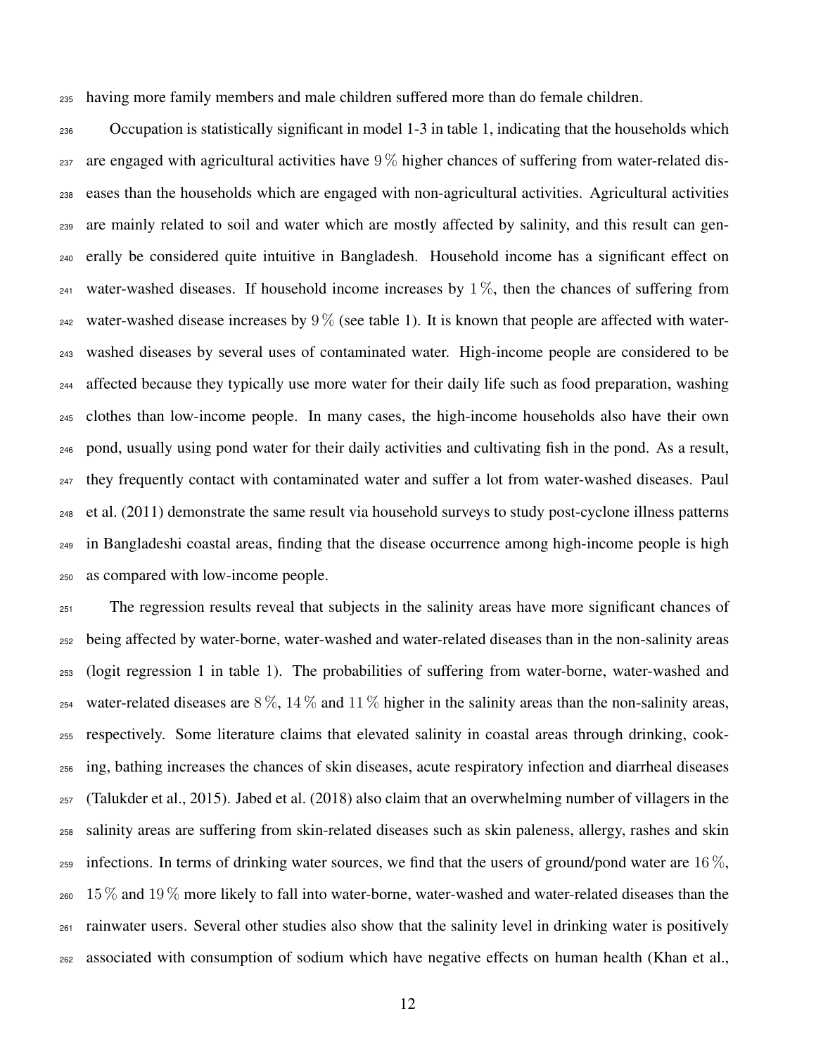having more family members and male children suffered more than do female children.

Occupation is statistically significant in model 1-3 in table 1, indicating that the households which are engaged with agricultural activities have $9\,\%$ higher chances of suffering from water-related diseases than the households which are engaged with non-agricultural activities. Agricultural activities are mainly related to soil and water which are mostly affected by salinity, and this result can generally be considered quite intuitive in Bangladesh. Household income has a significant effect on water-washed diseases. If household income increases by $1\,\%$, then the chances of suffering from water-washed disease increases by $9\,\%$ (see table 1). It is known that people are affected with water-washed diseases by several uses of contaminated water. High-income people are considered to be affected because they typically use more water for their daily life such as food preparation, washing clothes than low-income people. In many cases, the high-income households also have their own pond, usually using pond water for their daily activities and cultivating fish in the pond. As a result, they frequently contact with contaminated water and suffer a lot from water-washed diseases. Paul et al. (2011) demonstrate the same result via household surveys to study post-cyclone illness patterns in Bangladeshi coastal areas, finding that the disease occurrence among high-income people is high as compared with low-income people.

The regression results reveal that subjects in the salinity areas have more significant chances of being affected by water-borne, water-washed and water-related diseases than in the non-salinity areas (logit regression 1 in table 1). The probabilities of suffering from water-borne, water-washed and water-related diseases are $8\,\%$, $14\,\%$ and $11\,\%$ higher in the salinity areas than the non-salinity areas, respectively. Some literature claims that elevated salinity in coastal areas through drinking, cooking, bathing increases the chances of skin diseases, acute respiratory infection and diarrheal diseases (Talukder et al., 2015). Jabed et al. (2018) also claim that an overwhelming number of villagers in the salinity areas are suffering from skin-related diseases such as skin paleness, allergy, rashes and skin infections. In terms of drinking water sources, we find that the users of ground/pond water are $16\,\%$, $15\,\%$ and $19\,\%$ more likely to fall into water-borne, water-washed and water-related diseases than the rainwater users. Several other studies also show that the salinity level in drinking water is positively associated with consumption of sodium which have negative effects on human health (Khan et al.,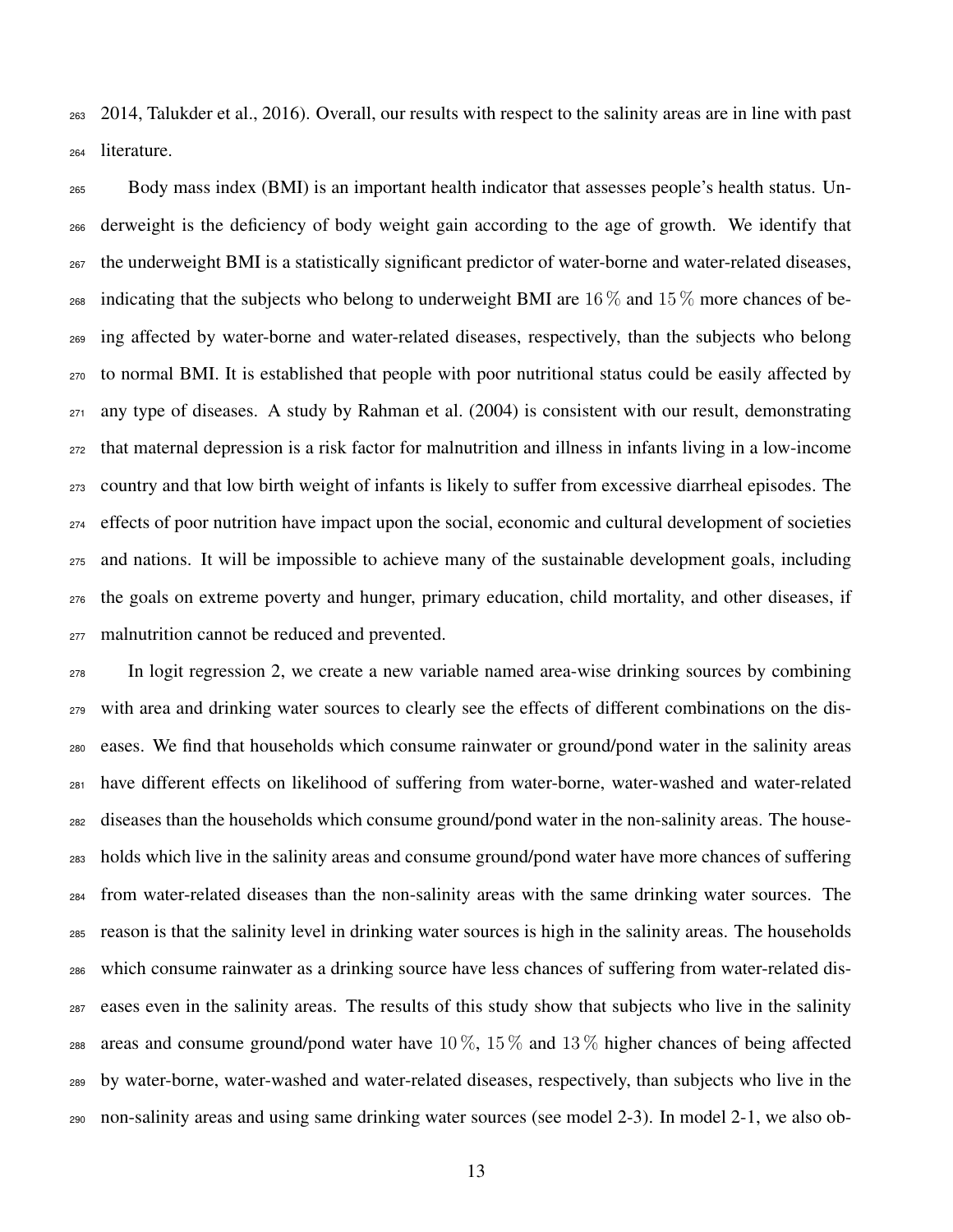2014, Talukder et al., 2016). Overall, our results with respect to the salinity areas are in line with past literature.

Body mass index (BMI) is an important health indicator that assesses people's health status. Underweight is the deficiency of body weight gain according to the age of growth. We identify that the underweight BMI is a statistically significant predictor of water-borne and water-related diseases, indicating that the subjects who belong to underweight BMI are $16\,\%$ and $15\,\%$ more chances of being affected by water-borne and water-related diseases, respectively, than the subjects who belong to normal BMI. It is established that people with poor nutritional status could be easily affected by any type of diseases. A study by Rahman et al. (2004) is consistent with our result, demonstrating that maternal depression is a risk factor for malnutrition and illness in infants living in a low-income country and that low birth weight of infants is likely to suffer from excessive diarrheal episodes. The effects of poor nutrition have impact upon the social, economic and cultural development of societies and nations. It will be impossible to achieve many of the sustainable development goals, including the goals on extreme poverty and hunger, primary education, child mortality, and other diseases, if malnutrition cannot be reduced and prevented.

In logit regression 2, we create a new variable named area-wise drinking sources by combining with area and drinking water sources to clearly see the effects of different combinations on the diseases. We find that households which consume rainwater or ground/pond water in the salinity areas have different effects on likelihood of suffering from water-borne, water-washed and water-related diseases than the households which consume ground/pond water in the non-salinity areas. The households which live in the salinity areas and consume ground/pond water have more chances of suffering from water-related diseases than the non-salinity areas with the same drinking water sources. The reason is that the salinity level in drinking water sources is high in the salinity areas. The households which consume rainwater as a drinking source have less chances of suffering from water-related diseases even in the salinity areas. The results of this study show that subjects who live in the salinity areas and consume ground/pond water have $10\,\%$, $15\,\%$ and $13\,\%$ higher chances of being affected by water-borne, water-washed and water-related diseases, respectively, than subjects who live in the non-salinity areas and using same drinking water sources (see model 2-3). In model 2-1, we also ob-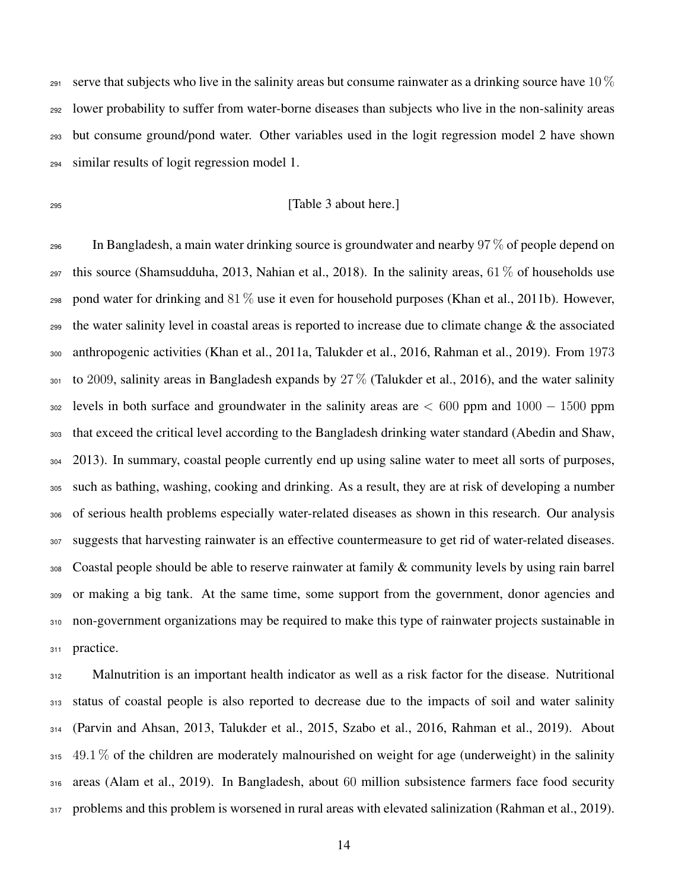serve that subjects who live in the salinity areas but consume rainwater as a drinking source have $10\,\%$ lower probability to suffer from water-borne diseases than subjects who live in the non-salinity areas but consume ground/pond water. Other variables used in the logit regression model 2 have shown similar results of logit regression model 1.

[Table 3 about here.]

In Bangladesh, a main water drinking source is groundwater and nearby $97\,\%$ of people depend on this source (Shamsudduha, 2013, Nahian et al., 2018). In the salinity areas, $61\,\%$ of households use pond water for drinking and $81\,\%$ use it even for household purposes (Khan et al., 2011b). However, the water salinity level in coastal areas is reported to increase due to climate change & the associated anthropogenic activities (Khan et al., 2011a, Talukder et al., 2016, Rahman et al., 2019). From 1973 to 2009, salinity areas in Bangladesh expands by $27\,\%$ (Talukder et al., 2016), and the water salinity levels in both surface and groundwater in the salinity areas are $< 600$ ppm and $1000 - 1500$ ppm that exceed the critical level according to the Bangladesh drinking water standard (Abedin and Shaw, 2013). In summary, coastal people currently end up using saline water to meet all sorts of purposes, such as bathing, washing, cooking and drinking. As a result, they are at risk of developing a number of serious health problems especially water-related diseases as shown in this research. Our analysis suggests that harvesting rainwater is an effective countermeasure to get rid of water-related diseases. Coastal people should be able to reserve rainwater at family & community levels by using rain barrel or making a big tank. At the same time, some support from the government, donor agencies and non-government organizations may be required to make this type of rainwater projects sustainable in practice.

Malnutrition is an important health indicator as well as a risk factor for the disease. Nutritional status of coastal people is also reported to decrease due to the impacts of soil and water salinity (Parvin and Ahsan, 2013, Talukder et al., 2015, Szabo et al., 2016, Rahman et al., 2019). About $49.1\,\%$ of the children are moderately malnourished on weight for age (underweight) in the salinity areas (Alam et al., 2019). In Bangladesh, about 60 million subsistence farmers face food security problems and this problem is worsened in rural areas with elevated salinization (Rahman et al., 2019).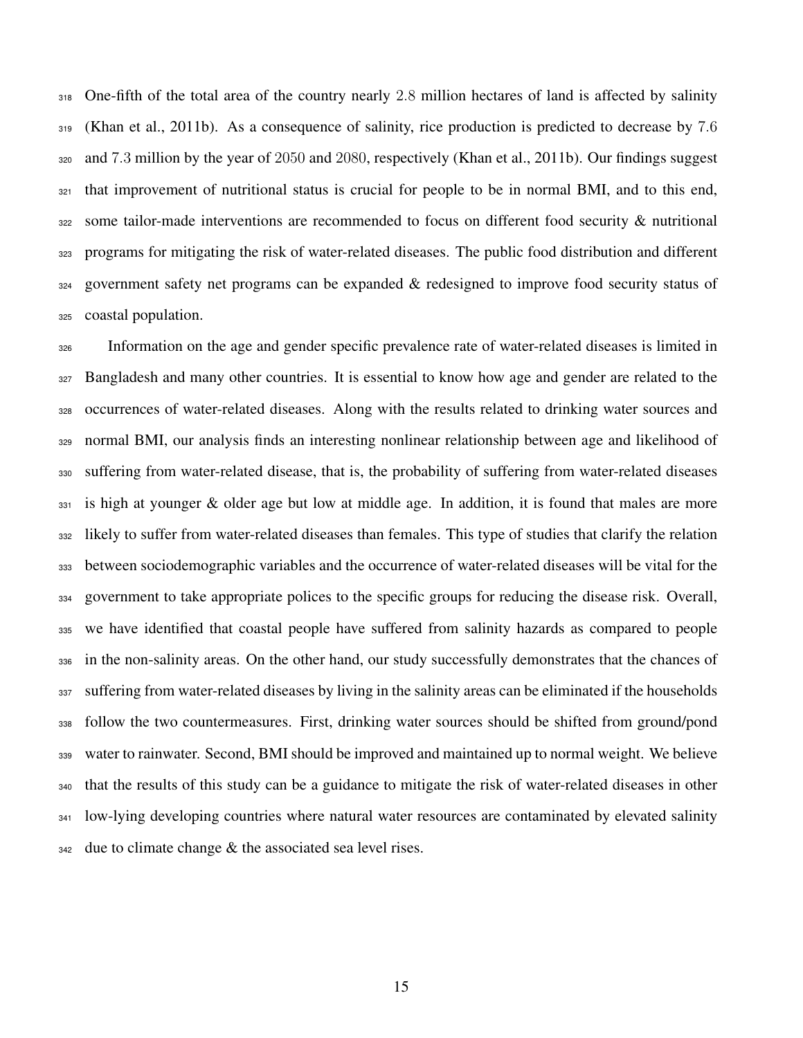One-fifth of the total area of the country nearly 2.8 million hectares of land is affected by salinity (Khan et al., 2011b). As a consequence of salinity, rice production is predicted to decrease by 7.6 and 7.3 million by the year of 2050 and 2080, respectively (Khan et al., 2011b). Our findings suggest that improvement of nutritional status is crucial for people to be in normal BMI, and to this end, some tailor-made interventions are recommended to focus on different food security & nutritional programs for mitigating the risk of water-related diseases. The public food distribution and different government safety net programs can be expanded & redesigned to improve food security status of coastal population.

Information on the age and gender specific prevalence rate of water-related diseases is limited in Bangladesh and many other countries. It is essential to know how age and gender are related to the occurrences of water-related diseases. Along with the results related to drinking water sources and normal BMI, our analysis finds an interesting nonlinear relationship between age and likelihood of suffering from water-related disease, that is, the probability of suffering from water-related diseases is high at younger & older age but low at middle age. In addition, it is found that males are more likely to suffer from water-related diseases than females. This type of studies that clarify the relation between sociodemographic variables and the occurrence of water-related diseases will be vital for the government to take appropriate polices to the specific groups for reducing the disease risk. Overall, we have identified that coastal people have suffered from salinity hazards as compared to people in the non-salinity areas. On the other hand, our study successfully demonstrates that the chances of suffering from water-related diseases by living in the salinity areas can be eliminated if the households follow the two countermeasures. First, drinking water sources should be shifted from ground/pond water to rainwater. Second, BMI should be improved and maintained up to normal weight. We believe that the results of this study can be a guidance to mitigate the risk of water-related diseases in other low-lying developing countries where natural water resources are contaminated by elevated salinity due to climate change & the associated sea level rises.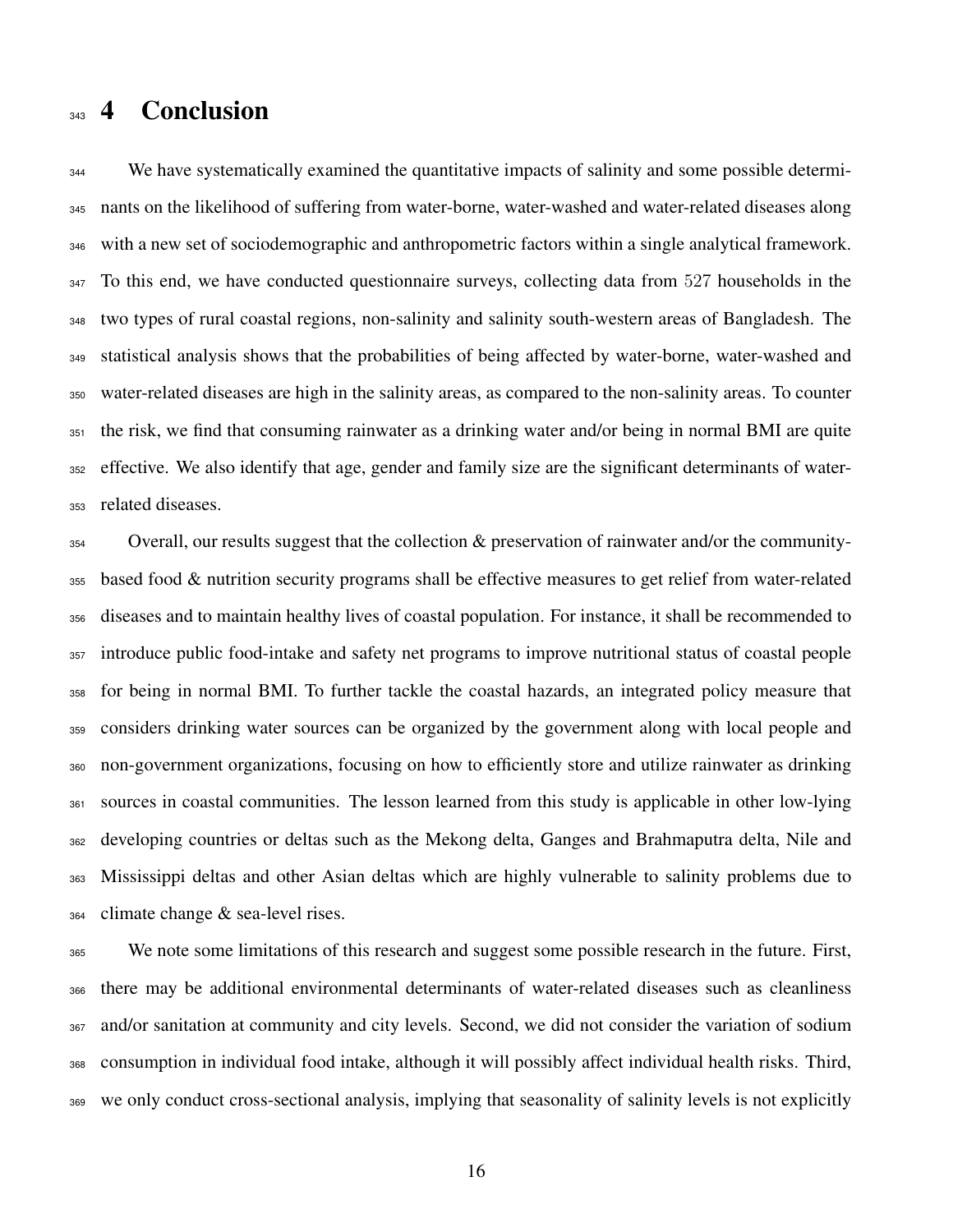# 4 Conclusion

We have systematically examined the quantitative impacts of salinity and some possible determinants on the likelihood of suffering from water-borne, water-washed and water-related diseases along with a new set of sociodemographic and anthropometric factors within a single analytical framework. To this end, we have conducted questionnaire surveys, collecting data from 527 households in the two types of rural coastal regions, non-salinity and salinity south-western areas of Bangladesh. The statistical analysis shows that the probabilities of being affected by water-borne, water-washed and water-related diseases are high in the salinity areas, as compared to the non-salinity areas. To counter the risk, we find that consuming rainwater as a drinking water and/or being in normal BMI are quite effective. We also identify that age, gender and family size are the significant determinants of water-related diseases.

Overall, our results suggest that the collection & preservation of rainwater and/or the community-based food & nutrition security programs shall be effective measures to get relief from water-related diseases and to maintain healthy lives of coastal population. For instance, it shall be recommended to introduce public food-intake and safety net programs to improve nutritional status of coastal people for being in normal BMI. To further tackle the coastal hazards, an integrated policy measure that considers drinking water sources can be organized by the government along with local people and non-government organizations, focusing on how to efficiently store and utilize rainwater as drinking sources in coastal communities. The lesson learned from this study is applicable in other low-lying developing countries or deltas such as the Mekong delta, Ganges and Brahmaputra delta, Nile and Mississippi deltas and other Asian deltas which are highly vulnerable to salinity problems due to climate change & sea-level rises.

We note some limitations of this research and suggest some possible research in the future. First, there may be additional environmental determinants of water-related diseases such as cleanliness and/or sanitation at community and city levels. Second, we did not consider the variation of sodium consumption in individual food intake, although it will possibly affect individual health risks. Third, we only conduct cross-sectional analysis, implying that seasonality of salinity levels is not explicitly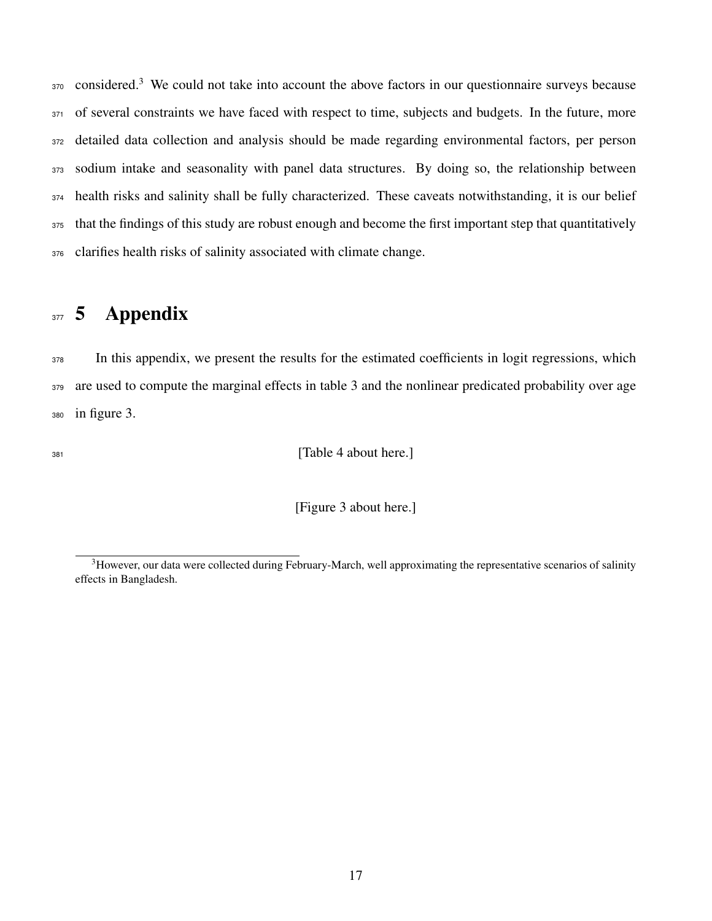considered.[3] We could not take into account the above factors in our questionnaire surveys because of several constraints we have faced with respect to time, subjects and budgets. In the future, more detailed data collection and analysis should be made regarding environmental factors, per person sodium intake and seasonality with panel data structures. By doing so, the relationship between health risks and salinity shall be fully characterized. These caveats notwithstanding, it is our belief that the findings of this study are robust enough and become the first important step that quantitatively clarifies health risks of salinity associated with climate change.

# 5 Appendix

In this appendix, we present the results for the estimated coefficients in logit regressions, which are used to compute the marginal effects in table 3 and the nonlinear predicated probability over age in figure 3.

[Table 4 about here.]

[Figure 3 about here.]

---

[3] However, our data were collected during February-March, well approximating the representative scenarios of salinity effects in Bangladesh.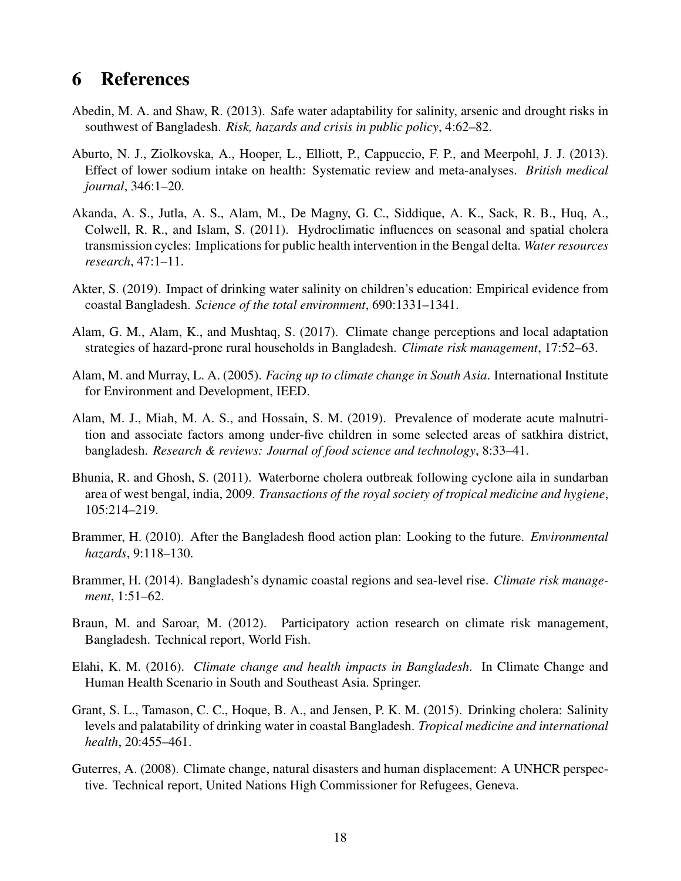# 6 References

Abedin, M. A. and Shaw, R. (2013). Safe water adaptability for salinity, arsenic and drought risks in southwest of Bangladesh. *Risk, hazards and crisis in public policy*, 4:62–82.

Aburto, N. J., Ziolkovska, A., Hooper, L., Elliott, P., Cappuccio, F. P., and Meerpohl, J. J. (2013). Effect of lower sodium intake on health: Systematic review and meta-analyses. *British medical journal*, 346:1–20.

Akanda, A. S., Jutla, A. S., Alam, M., De Magny, G. C., Siddique, A. K., Sack, R. B., Huq, A., Colwell, R. R., and Islam, S. (2011). Hydroclimatic influences on seasonal and spatial cholera transmission cycles: Implications for public health intervention in the Bengal delta. *Water resources research*, 47:1–11.

Akter, S. (2019). Impact of drinking water salinity on children's education: Empirical evidence from coastal Bangladesh. *Science of the total environment*, 690:1331–1341.

Alam, G. M., Alam, K., and Mushtaq, S. (2017). Climate change perceptions and local adaptation strategies of hazard-prone rural households in Bangladesh. *Climate risk management*, 17:52–63.

Alam, M. and Murray, L. A. (2005). *Facing up to climate change in South Asia*. International Institute for Environment and Development, IEED.

Alam, M. J., Miah, M. A. S., and Hossain, S. M. (2019). Prevalence of moderate acute malnutrition and associate factors among under-five children in some selected areas of satkhira district, bangladesh. *Research & reviews: Journal of food science and technology*, 8:33–41.

Bhunia, R. and Ghosh, S. (2011). Waterborne cholera outbreak following cyclone aila in sundarban area of west bengal, india, 2009. *Transactions of the royal society of tropical medicine and hygiene*, 105:214–219.

Brammer, H. (2010). After the Bangladesh flood action plan: Looking to the future. *Environmental hazards*, 9:118–130.

Brammer, H. (2014). Bangladesh's dynamic coastal regions and sea-level rise. *Climate risk management*, 1:51–62.

Braun, M. and Saroar, M. (2012). Participatory action research on climate risk management, Bangladesh. Technical report, World Fish.

Elahi, K. M. (2016). *Climate change and health impacts in Bangladesh*. In Climate Change and Human Health Scenario in South and Southeast Asia. Springer.

Grant, S. L., Tamason, C. C., Hoque, B. A., and Jensen, P. K. M. (2015). Drinking cholera: Salinity levels and palatability of drinking water in coastal Bangladesh. *Tropical medicine and international health*, 20:455–461.

Guterres, A. (2008). Climate change, natural disasters and human displacement: A UNHCR perspective. Technical report, United Nations High Commissioner for Refugees, Geneva.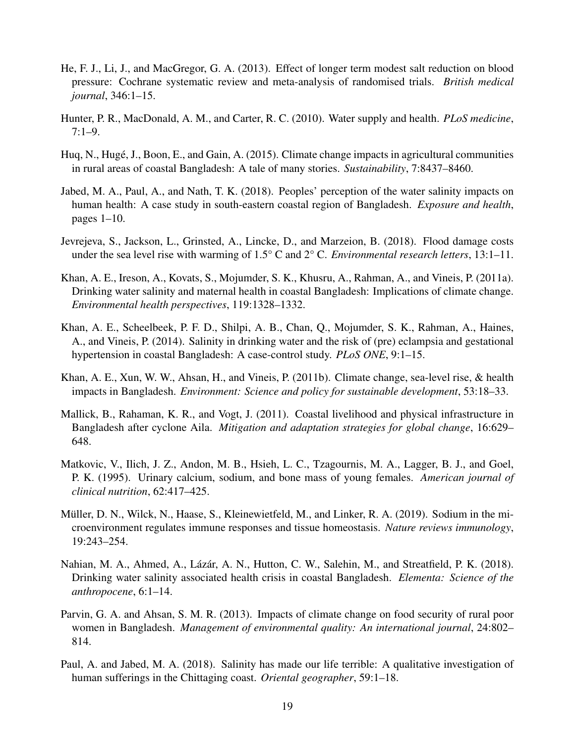He, F. J., Li, J., and MacGregor, G. A. (2013). Effect of longer term modest salt reduction on blood pressure: Cochrane systematic review and meta-analysis of randomised trials. *British medical journal*, 346:1–15.

Hunter, P. R., MacDonald, A. M., and Carter, R. C. (2010). Water supply and health. *PLoS medicine*, 7:1–9.

Huq, N., Hugé, J., Boon, E., and Gain, A. (2015). Climate change impacts in agricultural communities in rural areas of coastal Bangladesh: A tale of many stories. *Sustainability*, 7:8437–8460.

Jabed, M. A., Paul, A., and Nath, T. K. (2018). Peoples' perception of the water salinity impacts on human health: A case study in south-eastern coastal region of Bangladesh. *Exposure and health*, pages 1–10.

Jevrejeva, S., Jackson, L., Grinsted, A., Lincke, D., and Marzeion, B. (2018). Flood damage costs under the sea level rise with warming of 1.5° C and 2° C. *Environmental research letters*, 13:1–11.

Khan, A. E., Ireson, A., Kovats, S., Mojumder, S. K., Khusru, A., Rahman, A., and Vineis, P. (2011a). Drinking water salinity and maternal health in coastal Bangladesh: Implications of climate change. *Environmental health perspectives*, 119:1328–1332.

Khan, A. E., Scheelbeek, P. F. D., Shilpi, A. B., Chan, Q., Mojumder, S. K., Rahman, A., Haines, A., and Vineis, P. (2014). Salinity in drinking water and the risk of (pre) eclampsia and gestational hypertension in coastal Bangladesh: A case-control study. *PLoS ONE*, 9:1–15.

Khan, A. E., Xun, W. W., Ahsan, H., and Vineis, P. (2011b). Climate change, sea-level rise, & health impacts in Bangladesh. *Environment: Science and policy for sustainable development*, 53:18–33.

Mallick, B., Rahaman, K. R., and Vogt, J. (2011). Coastal livelihood and physical infrastructure in Bangladesh after cyclone Aila. *Mitigation and adaptation strategies for global change*, 16:629–648.

Matkovic, V., Ilich, J. Z., Andon, M. B., Hsieh, L. C., Tzagournis, M. A., Lagger, B. J., and Goel, P. K. (1995). Urinary calcium, sodium, and bone mass of young females. *American journal of clinical nutrition*, 62:417–425.

Müller, D. N., Wilck, N., Haase, S., Kleinewietfeld, M., and Linker, R. A. (2019). Sodium in the microenvironment regulates immune responses and tissue homeostasis. *Nature reviews immunology*, 19:243–254.

Nahian, M. A., Ahmed, A., Lázár, A. N., Hutton, C. W., Salehin, M., and Streatfield, P. K. (2018). Drinking water salinity associated health crisis in coastal Bangladesh. *Elementa: Science of the anthropocene*, 6:1–14.

Parvin, G. A. and Ahsan, S. M. R. (2013). Impacts of climate change on food security of rural poor women in Bangladesh. *Management of environmental quality: An international journal*, 24:802–814.

Paul, A. and Jabed, M. A. (2018). Salinity has made our life terrible: A qualitative investigation of human sufferings in the Chittaging coast. *Oriental geographer*, 59:1–18.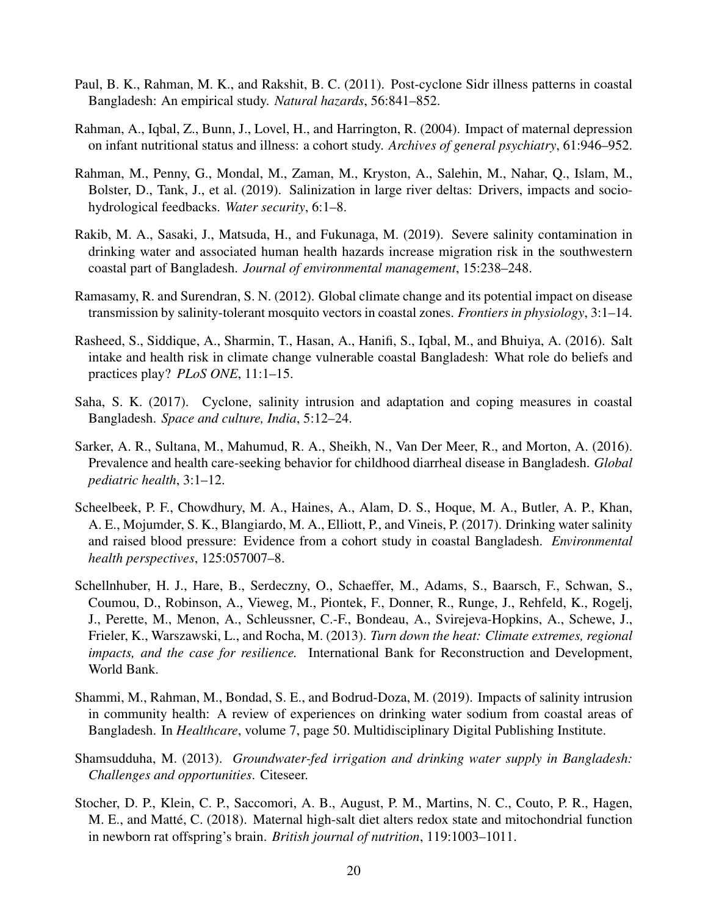Paul, B. K., Rahman, M. K., and Rakshit, B. C. (2011). Post-cyclone Sidr illness patterns in coastal Bangladesh: An empirical study. *Natural hazards*, 56:841–852.

Rahman, A., Iqbal, Z., Bunn, J., Lovel, H., and Harrington, R. (2004). Impact of maternal depression on infant nutritional status and illness: a cohort study. *Archives of general psychiatry*, 61:946–952.

Rahman, M., Penny, G., Mondal, M., Zaman, M., Kryston, A., Salehin, M., Nahar, Q., Islam, M., Bolster, D., Tank, J., et al. (2019). Salinization in large river deltas: Drivers, impacts and socio-hydrological feedbacks. *Water security*, 6:1–8.

Rakib, M. A., Sasaki, J., Matsuda, H., and Fukunaga, M. (2019). Severe salinity contamination in drinking water and associated human health hazards increase migration risk in the southwestern coastal part of Bangladesh. *Journal of environmental management*, 15:238–248.

Ramasamy, R. and Surendran, S. N. (2012). Global climate change and its potential impact on disease transmission by salinity-tolerant mosquito vectors in coastal zones. *Frontiers in physiology*, 3:1–14.

Rasheed, S., Siddique, A., Sharmin, T., Hasan, A., Hanifi, S., Iqbal, M., and Bhuiya, A. (2016). Salt intake and health risk in climate change vulnerable coastal Bangladesh: What role do beliefs and practices play? *PLoS ONE*, 11:1–15.

Saha, S. K. (2017). Cyclone, salinity intrusion and adaptation and coping measures in coastal Bangladesh. *Space and culture, India*, 5:12–24.

Sarker, A. R., Sultana, M., Mahumud, R. A., Sheikh, N., Van Der Meer, R., and Morton, A. (2016). Prevalence and health care-seeking behavior for childhood diarrheal disease in Bangladesh. *Global pediatric health*, 3:1–12.

Scheelbeek, P. F., Chowdhury, M. A., Haines, A., Alam, D. S., Hoque, M. A., Butler, A. P., Khan, A. E., Mojumder, S. K., Blangiardo, M. A., Elliott, P., and Vineis, P. (2017). Drinking water salinity and raised blood pressure: Evidence from a cohort study in coastal Bangladesh. *Environmental health perspectives*, 125:057007–8.

Schellnhuber, H. J., Hare, B., Serdeczny, O., Schaeffer, M., Adams, S., Baarsch, F., Schwan, S., Coumou, D., Robinson, A., Vieweg, M., Piontek, F., Donner, R., Runge, J., Rehfeld, K., Rogelj, J., Perette, M., Menon, A., Schleussner, C.-F., Bondeau, A., Svirejeva-Hopkins, A., Schewe, J., Frieler, K., Warszawski, L., and Rocha, M. (2013). *Turn down the heat: Climate extremes, regional impacts, and the case for resilience.* International Bank for Reconstruction and Development, World Bank.

Shammi, M., Rahman, M., Bondad, S. E., and Bodrud-Doza, M. (2019). Impacts of salinity intrusion in community health: A review of experiences on drinking water sodium from coastal areas of Bangladesh. In *Healthcare*, volume 7, page 50. Multidisciplinary Digital Publishing Institute.

Shamsudduha, M. (2013). *Groundwater-fed irrigation and drinking water supply in Bangladesh: Challenges and opportunities*. Citeseer.

Stocher, D. P., Klein, C. P., Saccomori, A. B., August, P. M., Martins, N. C., Couto, P. R., Hagen, M. E., and Matté, C. (2018). Maternal high-salt diet alters redox state and mitochondrial function in newborn rat offspring's brain. *British journal of nutrition*, 119:1003–1011.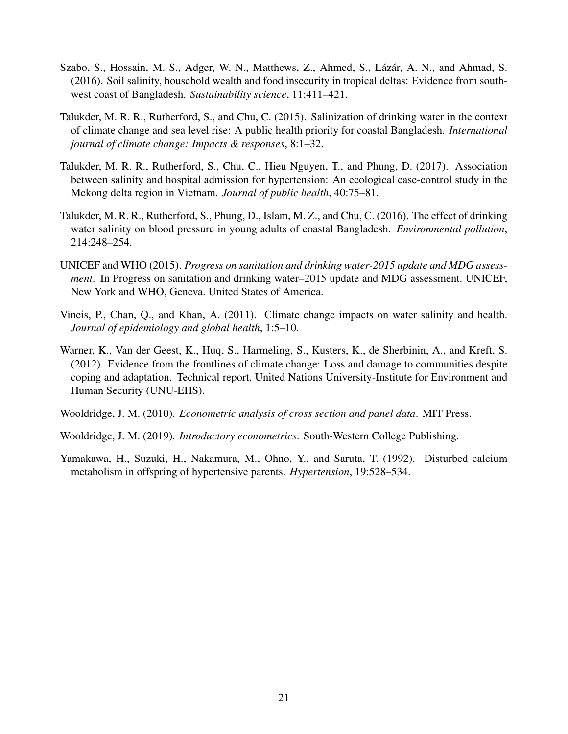Szabo, S., Hossain, M. S., Adger, W. N., Matthews, Z., Ahmed, S., Lázár, A. N., and Ahmad, S. (2016). Soil salinity, household wealth and food insecurity in tropical deltas: Evidence from south-west coast of Bangladesh. *Sustainability science*, 11:411–421.

Talukder, M. R. R., Rutherford, S., and Chu, C. (2015). Salinization of drinking water in the context of climate change and sea level rise: A public health priority for coastal Bangladesh. *International journal of climate change: Impacts & responses*, 8:1–32.

Talukder, M. R. R., Rutherford, S., Chu, C., Hieu Nguyen, T., and Phung, D. (2017). Association between salinity and hospital admission for hypertension: An ecological case-control study in the Mekong delta region in Vietnam. *Journal of public health*, 40:75–81.

Talukder, M. R. R., Rutherford, S., Phung, D., Islam, M. Z., and Chu, C. (2016). The effect of drinking water salinity on blood pressure in young adults of coastal Bangladesh. *Environmental pollution*, 214:248–254.

UNICEF and WHO (2015). *Progress on sanitation and drinking water-2015 update and MDG assessment*. In Progress on sanitation and drinking water–2015 update and MDG assessment. UNICEF, New York and WHO, Geneva. United States of America.

Vineis, P., Chan, Q., and Khan, A. (2011). Climate change impacts on water salinity and health. *Journal of epidemiology and global health*, 1:5–10.

Warner, K., Van der Geest, K., Huq, S., Harmeling, S., Kusters, K., de Sherbinin, A., and Kreft, S. (2012). Evidence from the frontlines of climate change: Loss and damage to communities despite coping and adaptation. Technical report, United Nations University-Institute for Environment and Human Security (UNU-EHS).

Wooldridge, J. M. (2010). *Econometric analysis of cross section and panel data*. MIT Press.

Wooldridge, J. M. (2019). *Introductory econometrics*. South-Western College Publishing.

Yamakawa, H., Suzuki, H., Nakamura, M., Ohno, Y., and Saruta, T. (1992). Disturbed calcium metabolism in offspring of hypertensive parents. *Hypertension*, 19:528–534.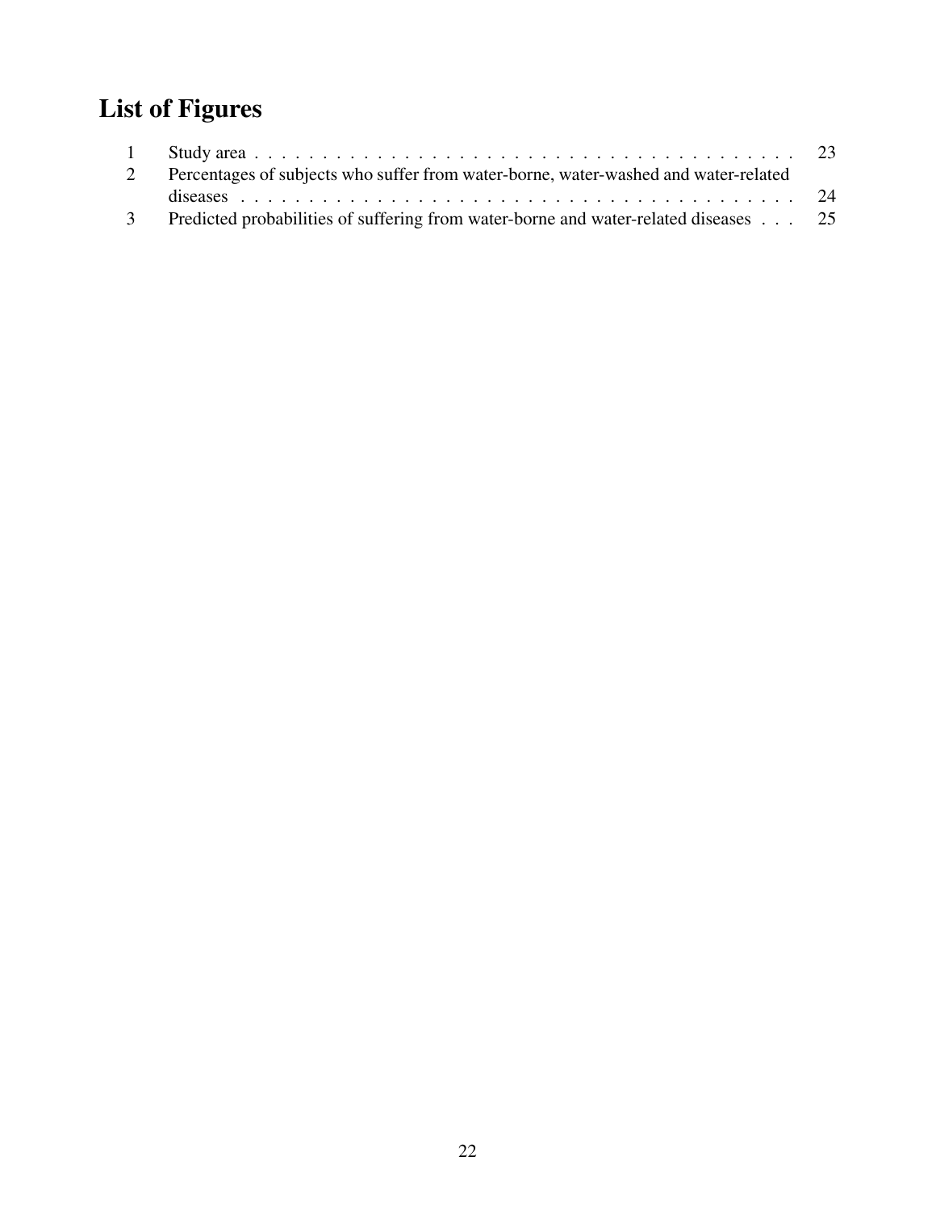# List of Figures

| | | |
|---|---|---|
| 1 | Study area | 23 |
| 2 | Percentages of subjects who suffer from water-borne, water-washed and water-related diseases | 24 |
| 3 | Predicted probabilities of suffering from water-borne and water-related diseases | 25 |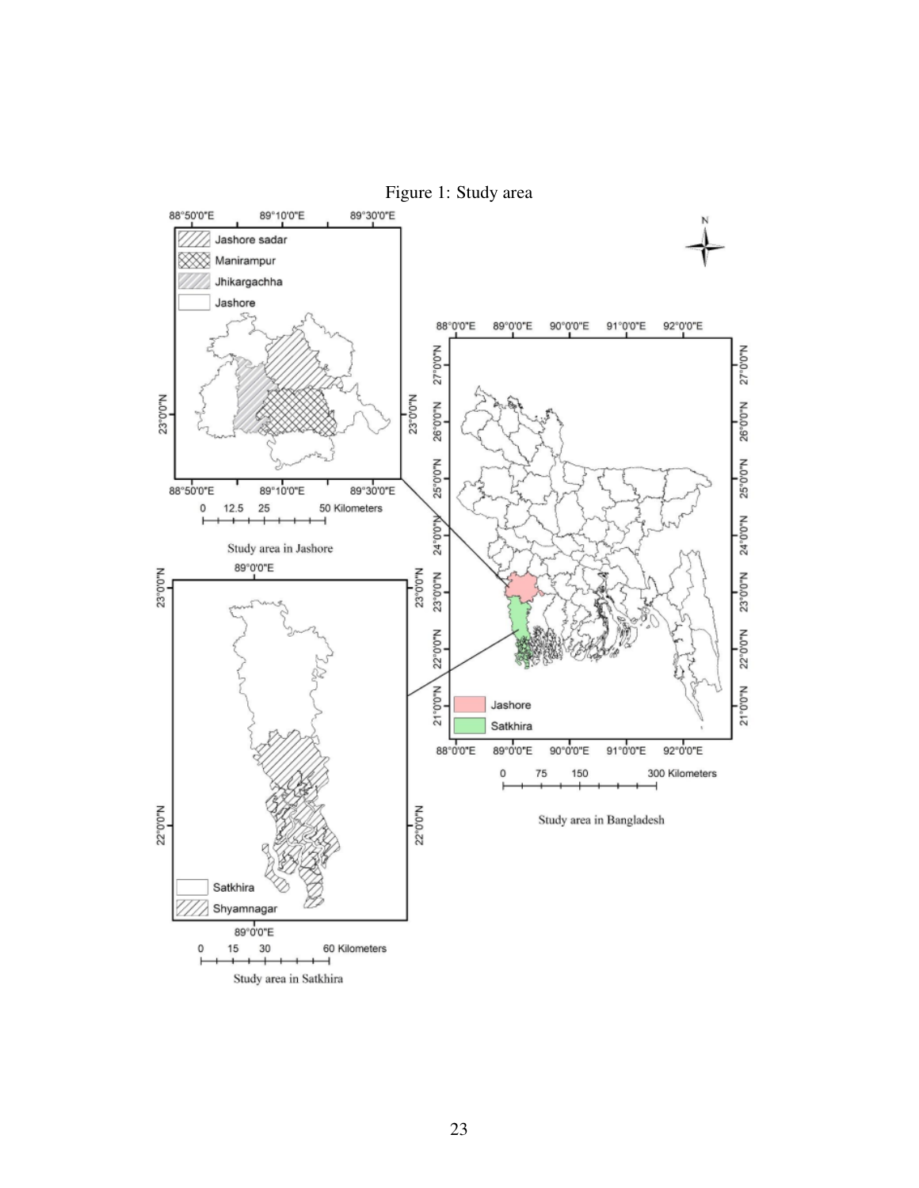Figure 1: Study area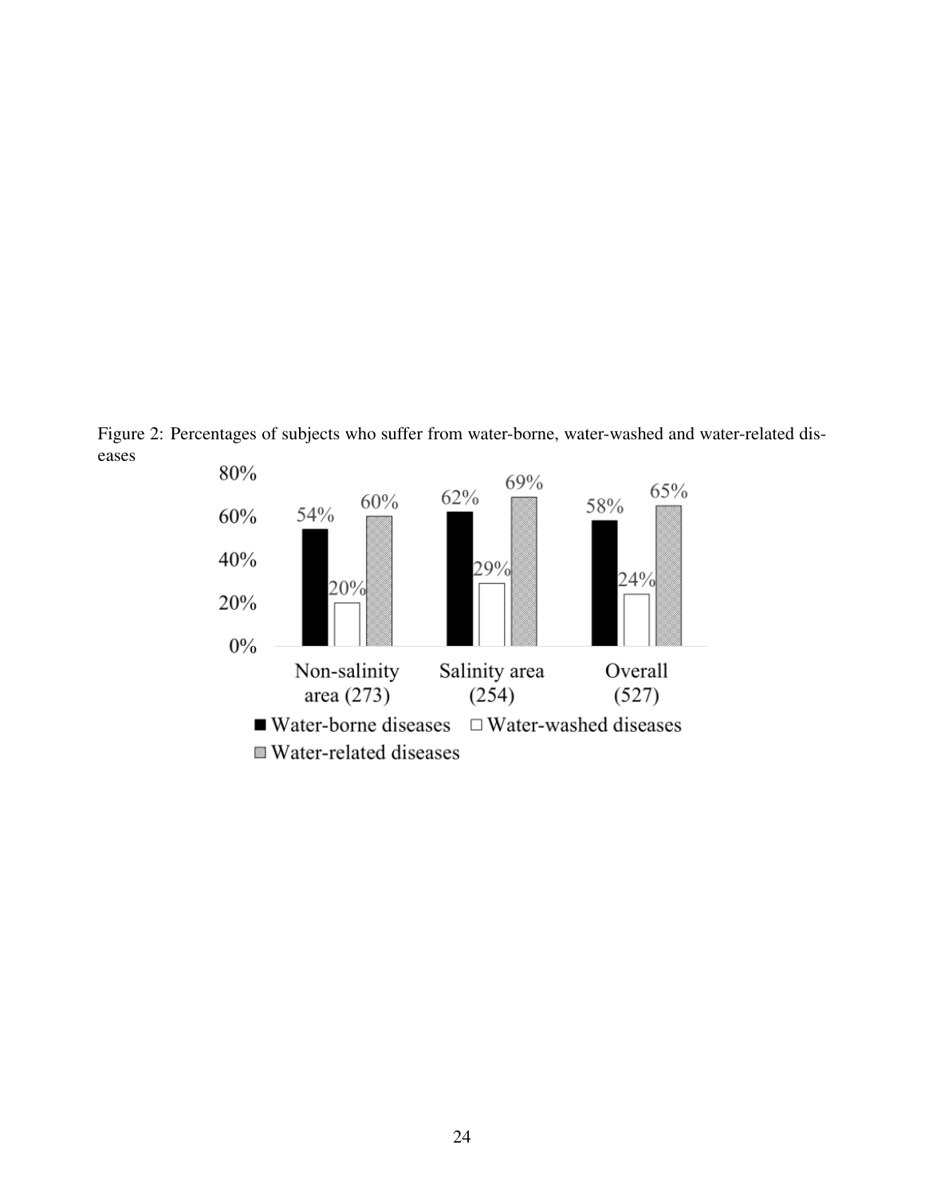Figure 2: Percentages of subjects who suffer from water-borne, water-washed and water-related diseases

| | Water-borne diseases | Water-washed diseases | Water-related diseases |
|---|---|---|---|
| Non-salinity area (273) | 54% | 20% | 60% |
| Salinity area (254) | 62% | 29% | 69% |
| Overall (527) | 58% | 24% | 65% |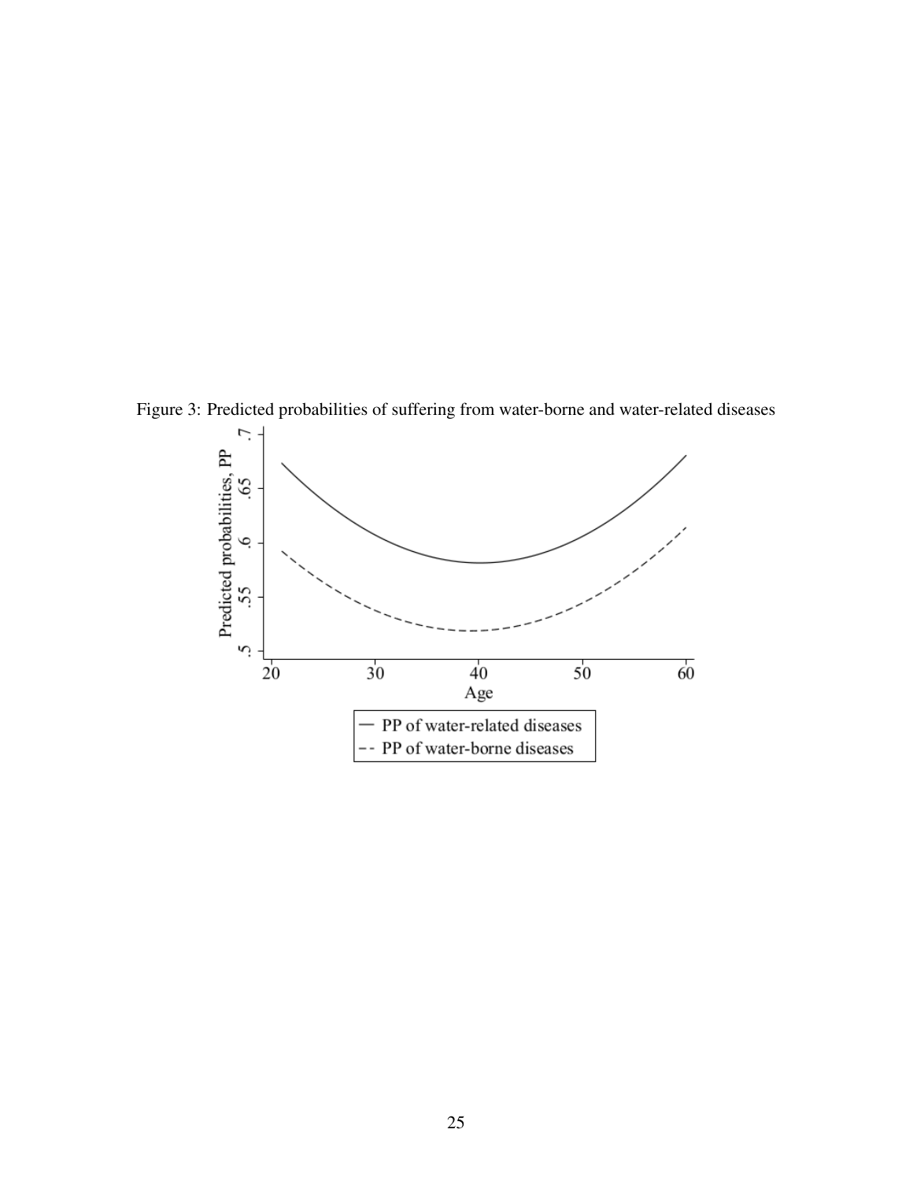Figure 3: Predicted probabilities of suffering from water-borne and water-related diseases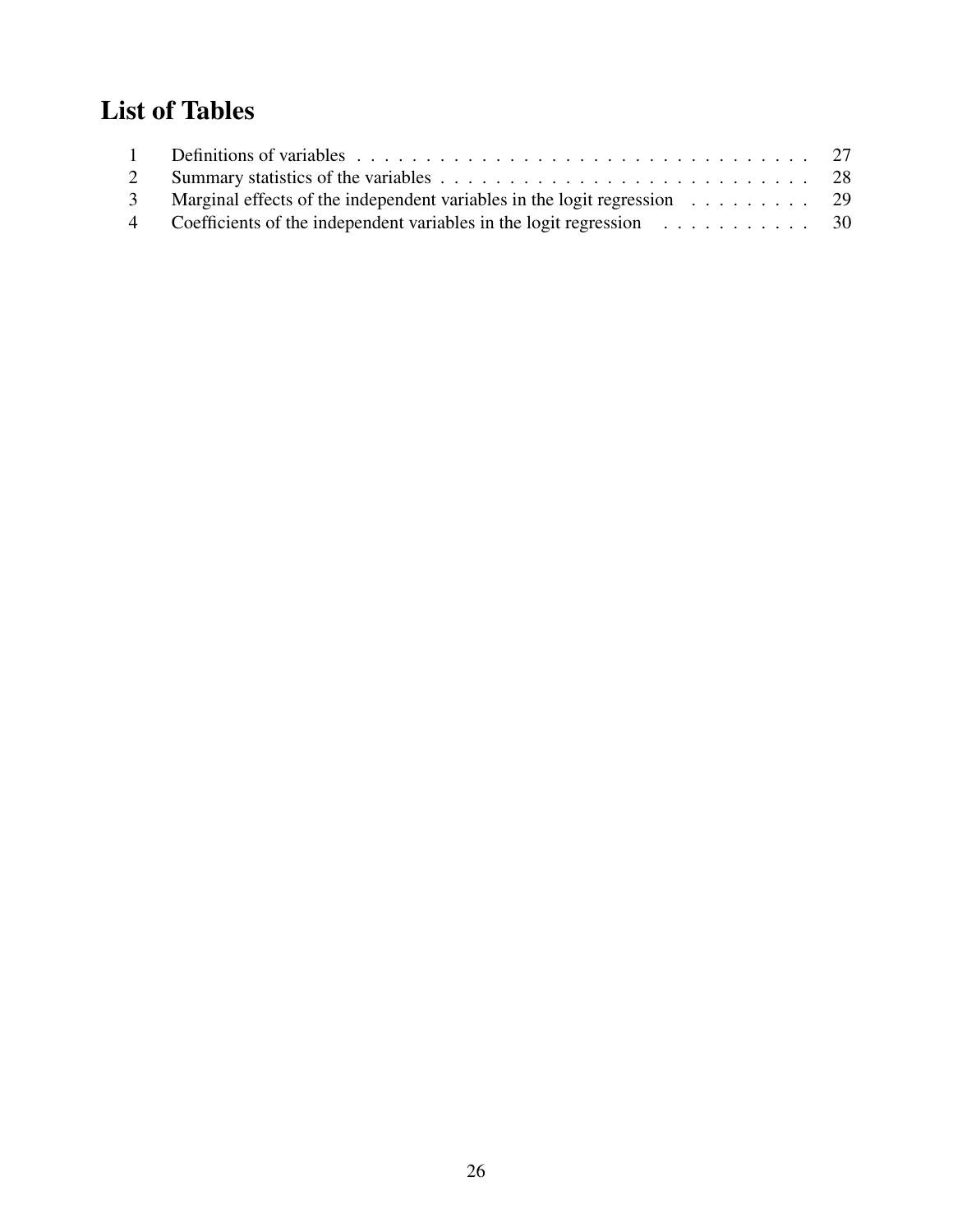# List of Tables

1 Definitions of variables . . . . . . . . . . . . . . . . . . . . . . . . . . . . . . . . . . 27
2 Summary statistics of the variables . . . . . . . . . . . . . . . . . . . . . . . . . . . 28
3 Marginal effects of the independent variables in the logit regression . . . . . . . . . 29
4 Coefficients of the independent variables in the logit regression . . . . . . . . . . . 30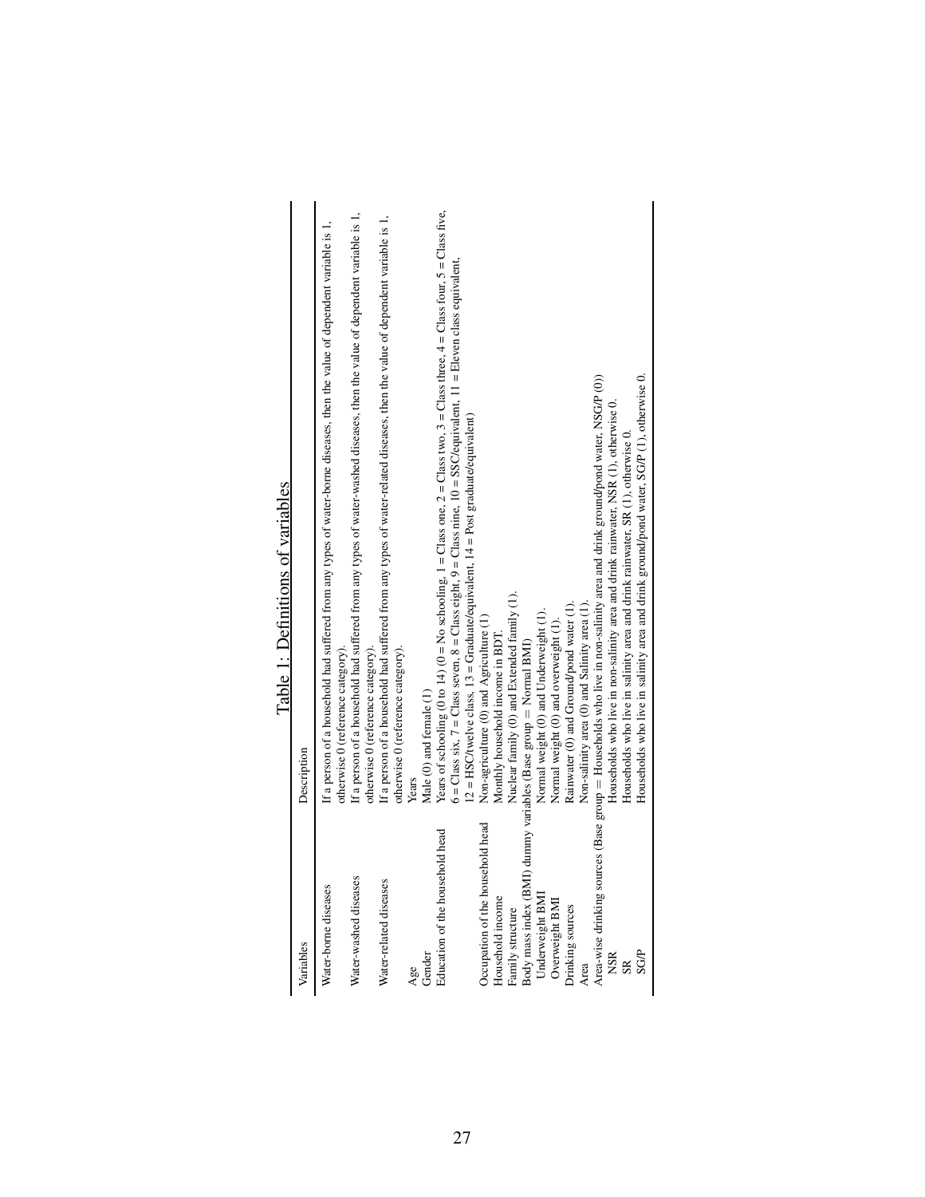Table 1: Definitions of variables

| Variables | Description |
|---|---|
| Water-borne diseases | If a person of a household had suffered from any types of water-borne diseases, then the value of dependent variable is 1, otherwise 0 (reference category). |
| Water-washed diseases | If a person of a household had suffered from any types of water-washed diseases, then the value of dependent variable is 1, otherwise 0 (reference category). |
| Water-related diseases | If a person of a household had suffered from any types of water-related diseases, then the value of dependent variable is 1, otherwise 0 (reference category). |
| Age | Years |
| Gender | Male (0) and female (1) |
| Education of the household head | Years of schooling (0 to 14) (0 = No schooling, 1 = Class one, 2 = Class two, 3 = Class three, 4 = Class four, 5 = Class five, 6 = Class six, 7 = Class seven, 8 = Class eight, 9 = Class nine, 10 = SSC/equivalent, 11 = Eleven class equivalent, 12 = HSC/twelve class, 13 = Graduate/equivalent, 14 = Post graduate/equivalent) |
| Occupation of the household head | Non-agriculture (0) and Agriculture (1) |
| Household income | Monthly household income in BDT. |
| Family structure | Nuclear family (0) and Extended family (1). |
| Body mass index (BMI) dummy variables (Base group = Normal BMI) | |
| Underweight BMI | Normal weight (0) and Underweight (1). |
| Overweight BMI | Normal weight (0) and overweight (1). |
| Drinking sources | Rainwater (0) and Ground/pond water (1). |
| Area | Non-salinity area (0) and Salinity area (1). |
| Area-wise drinking sources (Base group = Households who live in non-salinity area and drink ground/pond water, NSG/P (0)) | |
| NSR | Households who live in non-salinity area and drink rainwater, NSR (1), otherwise 0. |
| SR | Households who live in salinity area and drink rainwater, SR (1), otherwise 0. |
| SG/P | Households who live in salinity area and drink ground/pond water, SG/P (1), otherwise 0. |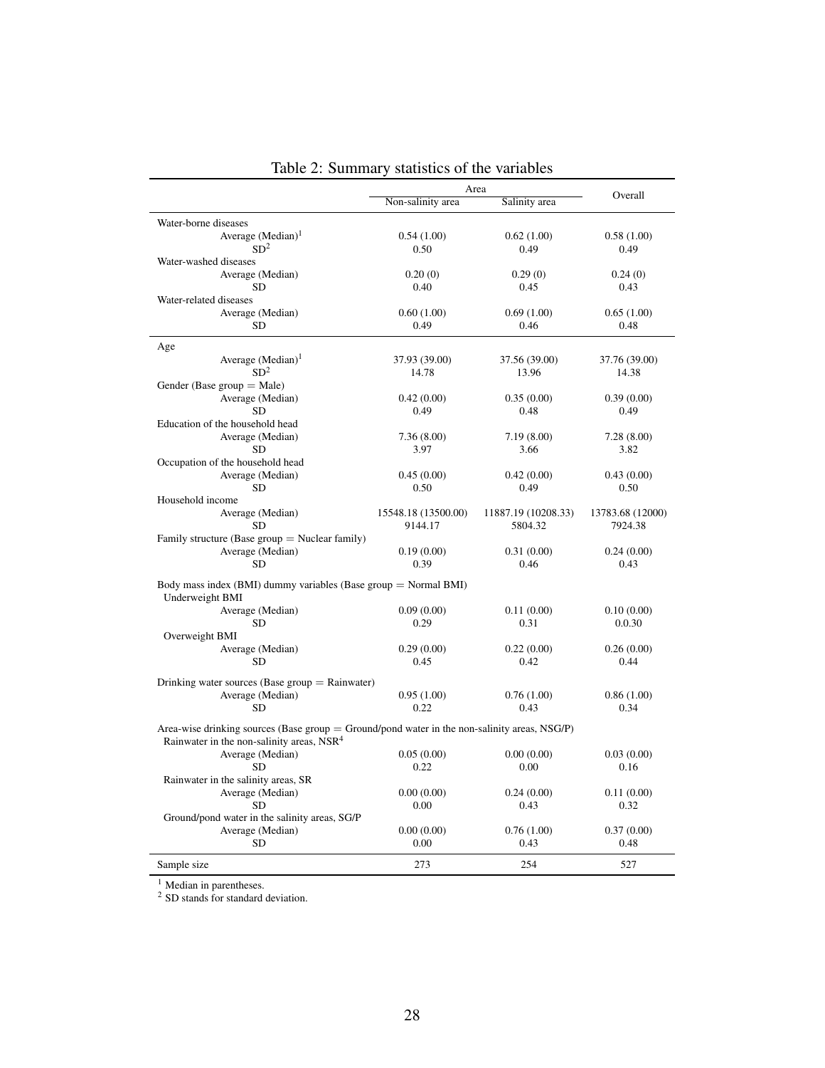Table 2: Summary statistics of the variables

| | Area | | Overall |
|---|---|---|---|
| | Non-salinity area | Salinity area | |
| **Water-borne diseases** | | | |
| Average (Median)[1] | 0.54 (1.00) | 0.62 (1.00) | 0.58 (1.00) |
| SD[2] | 0.50 | 0.49 | 0.49 |
| **Water-washed diseases** | | | |
| Average (Median) | 0.20 (0) | 0.29 (0) | 0.24 (0) |
| SD | 0.40 | 0.45 | 0.43 |
| **Water-related diseases** | | | |
| Average (Median) | 0.60 (1.00) | 0.69 (1.00) | 0.65 (1.00) |
| SD | 0.49 | 0.46 | 0.48 |
| **Age** | | | |
| Average (Median)[1] | 37.93 (39.00) | 37.56 (39.00) | 37.76 (39.00) |
| SD[2] | 14.78 | 13.96 | 14.38 |
| **Gender (Base group = Male)** | | | |
| Average (Median) | 0.42 (0.00) | 0.35 (0.00) | 0.39 (0.00) |
| SD | 0.49 | 0.48 | 0.49 |
| **Education of the household head** | | | |
| Average (Median) | 7.36 (8.00) | 7.19 (8.00) | 7.28 (8.00) |
| SD | 3.97 | 3.66 | 3.82 |
| **Occupation of the household head** | | | |
| Average (Median) | 0.45 (0.00) | 0.42 (0.00) | 0.43 (0.00) |
| SD | 0.50 | 0.49 | 0.50 |
| **Household income** | | | |
| Average (Median) | 15548.18 (13500.00) | 11887.19 (10208.33) | 13783.68 (12000) |
| SD | 9144.17 | 5804.32 | 7924.38 |
| **Family structure (Base group = Nuclear family)** | | | |
| Average (Median) | 0.19 (0.00) | 0.31 (0.00) | 0.24 (0.00) |
| SD | 0.39 | 0.46 | 0.43 |
| **Body mass index (BMI) dummy variables (Base group = Normal BMI)** | | | |
| Underweight BMI | | | |
| Average (Median) | 0.09 (0.00) | 0.11 (0.00) | 0.10 (0.00) |
| SD | 0.29 | 0.31 | 0.0.30 |
| Overweight BMI | | | |
| Average (Median) | 0.29 (0.00) | 0.22 (0.00) | 0.26 (0.00) |
| SD | 0.45 | 0.42 | 0.44 |
| **Drinking water sources (Base group = Rainwater)** | | | |
| Average (Median) | 0.95 (1.00) | 0.76 (1.00) | 0.86 (1.00) |
| SD | 0.22 | 0.43 | 0.34 |
| **Area-wise drinking sources (Base group = Ground/pond water in the non-salinity areas, NSG/P)** | | | |
| Rainwater in the non-salinity areas, NSR[4] | | | |
| Average (Median) | 0.05 (0.00) | 0.00 (0.00) | 0.03 (0.00) |
| SD | 0.22 | 0.00 | 0.16 |
| Rainwater in the salinity areas, SR | | | |
| Average (Median) | 0.00 (0.00) | 0.24 (0.00) | 0.11 (0.00) |
| SD | 0.00 | 0.43 | 0.32 |
| Ground/pond water in the salinity areas, SG/P | | | |
| Average (Median) | 0.00 (0.00) | 0.76 (1.00) | 0.37 (0.00) |
| SD | 0.00 | 0.43 | 0.48 |
| Sample size | 273 | 254 | 527 |

[1] Median in parentheses.
[2] SD stands for standard deviation.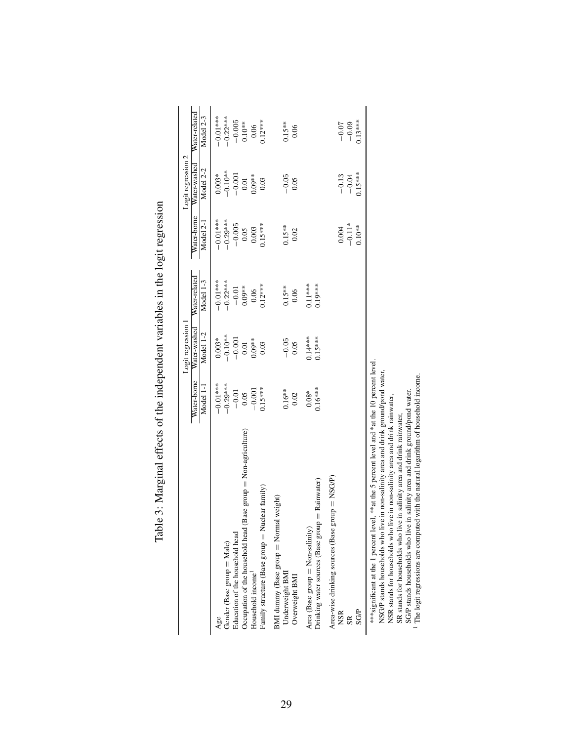Table 3: Marginal effects of the independent variables in the logit regression

| | Logit regression 1 | | | Logit regression 2 | | |
|---|---|---|---|---|---|---|
| | Water-borne | Water-washed | Water-related | Water-borne | Water-washed | Water-related |
| | Model 1-1 | Model 1-2 | Model 1-3 | Model 2-1 | Model 2-2 | Model 2-3 |
| Age | −0.01*** | 0.003* | −0.01*** | −0.01*** | 0.003* | −0.01*** |
| Gender (Base group = Male) | −0.29*** | −0.10** | −0.22*** | −0.29*** | −0.10** | −0.22*** |
| Education of the household head | −0.01 | −0.001 | −0.01 | −0.005 | −0.001 | −0.005 |
| Occupation of the household head (Base group = Non-agriculture) | 0.05 | 0.01 | 0.09** | 0.05 | 0.01 | 0.10** |
| Household income[1] | −0.001 | 0.09** | 0.06 | 0.003 | 0.09** | 0.06 |
| Family structure (Base group = Nuclear family) | 0.15*** | 0.03 | 0.12*** | 0.15*** | 0.03 | 0.12*** |
| BMI dummy (Base group = Normal weight) | | | | | | |
| Underweight BMI | 0.16** | −0.05 | 0.15** | 0.15** | −0.05 | 0.15** |
| Overweight BMI | 0.02 | 0.05 | 0.06 | 0.02 | 0.05 | 0.06 |
| Area (Base group = Non-salinity) | 0.08* | 0.14*** | 0.11*** | | | |
| Drinking water sources (Base group = Rainwater) | 0.16*** | 0.15*** | 0.19*** | | | |
| Area-wise drinking sources (Base group = NSG/P) | | | | | | |
| NSR | | | | 0.004 | −0.13 | −0.07 |
| SR | | | | −0.11* | −0.04 | −0.09 |
| SG/P | | | | 0.10** | 0.15*** | 0.13*** |

***significant at the 1 percent level, **at the 5 percent level and *at the 10 percent level.
NSG/P stands households who live in non-salinity area and drink ground/pond water,
NSR stands for households who live in non-salinity area and drink rainwater,
SR stands for households who live in salinity area and drink rainwater,
SG/P stands households who live in salinity area and drink ground/pond water.
[1] The logit regressions are computed with the natural logarithm of household income.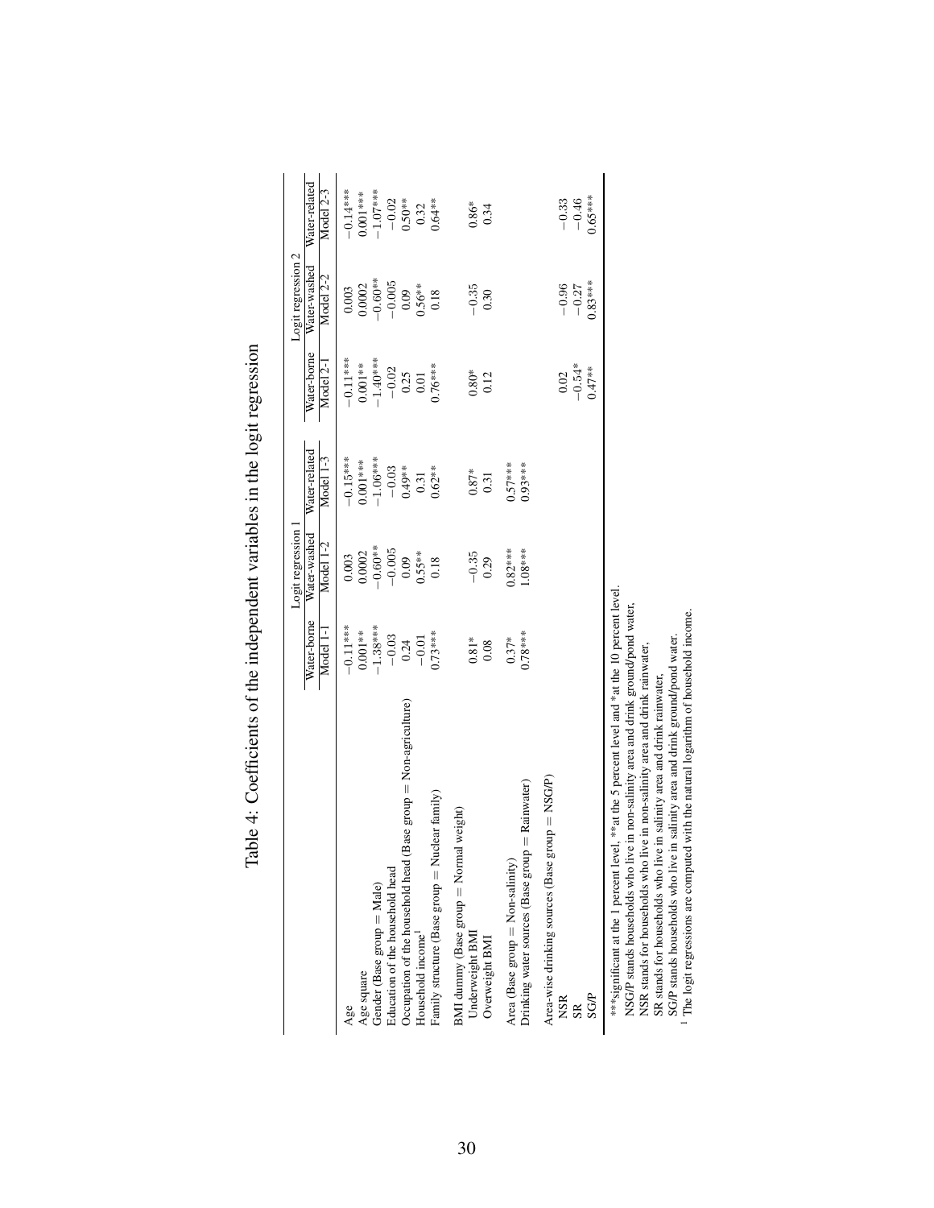# Table 4: Coefficients of the independent variables in the logit regression

| | Logit regression 1 | | | Logit regression 2 | | |
|---|---|---|---|---|---|---|
| | Water-borne | Water-washed | Water-related | Water-borne | Water-washed | Water-related |
| | Model 1-1 | Model 1-2 | Model 1-3 | Model 2-1 | Model 2-2 | Model 2-3 |
| Age | −0.11*** | 0.003 | −0.15*** | −0.11*** | 0.003 | −0.14*** |
| Age square | 0.001** | 0.0002 | 0.001*** | 0.001** | 0.0002 | 0.001*** |
| Gender (Base group = Male) | −1.38*** | −0.60** | −1.06*** | −1.40*** | −0.60** | −1.07*** |
| Education of the household head | −0.03 | −0.005 | −0.03 | −0.02 | −0.005 | −0.02 |
| Occupation of the household head (Base group = Non-agriculture) | 0.24 | 0.09 | 0.49** | 0.25 | 0.09 | 0.50** |
| Household income[1] | −0.01 | 0.55** | 0.31 | 0.01 | 0.56** | 0.32 |
| Family structure (Base group = Nuclear family) | 0.73*** | 0.18 | 0.62** | 0.76*** | 0.18 | 0.64** |
| BMI dummy (Base group = Normal weight) | | | | | | |
| Underweight BMI | 0.81* | −0.35 | 0.87* | 0.80* | −0.35 | 0.86* |
| Overweight BMI | 0.08 | 0.29 | 0.31 | 0.12 | 0.30 | 0.34 |
| Area (Base group = Non-salinity) | 0.37* | 0.82*** | 0.57*** | | | |
| Drinking water sources (Base group = Rainwater) | 0.78*** | 1.08*** | 0.93*** | | | |
| Area-wise drinking sources (Base group = NSG/P) | | | | | | |
| NSR | | | | 0.02 | −0.96 | −0.33 |
| SR | | | | −0.54* | −0.27 | −0.46 |
| SG/P | | | | 0.47** | 0.83*** | 0.65*** |

***significant at the 1 percent level, **at the 5 percent level and *at the 10 percent level.
NSG/P stands households who live in non-salinity area and drink ground/pond water,
NSR stands for households who live in non-salinity area and drink rainwater,
SR stands for households who live in salinity area and drink rainwater,
SG/P stands households who live in salinity area and drink ground/pond water.
[1] The logit regressions are computed with the natural logarithm of household income.